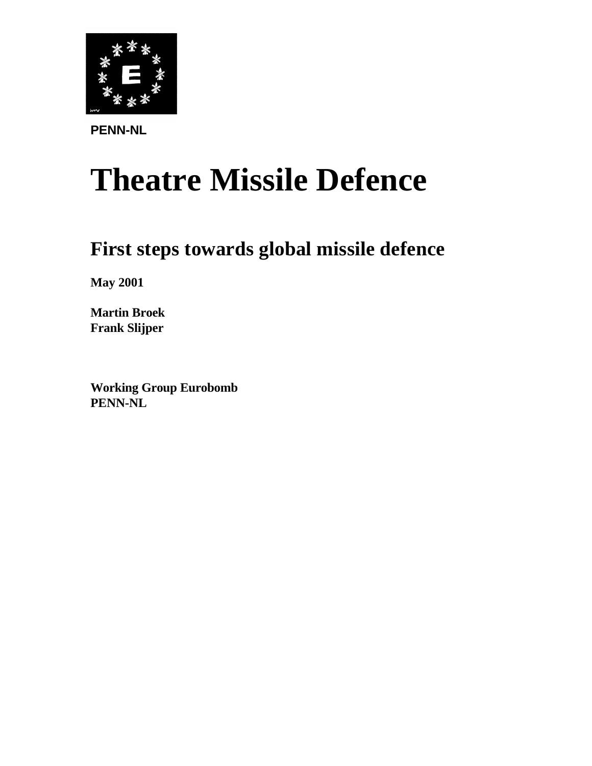**PENN-NL**

# Theatre Missile Defence

## First steps towards global missile defence

**May 2001**

**Martin Broek**
**Frank Slijper**

**Working Group Eurobomb**
**PENN-NL**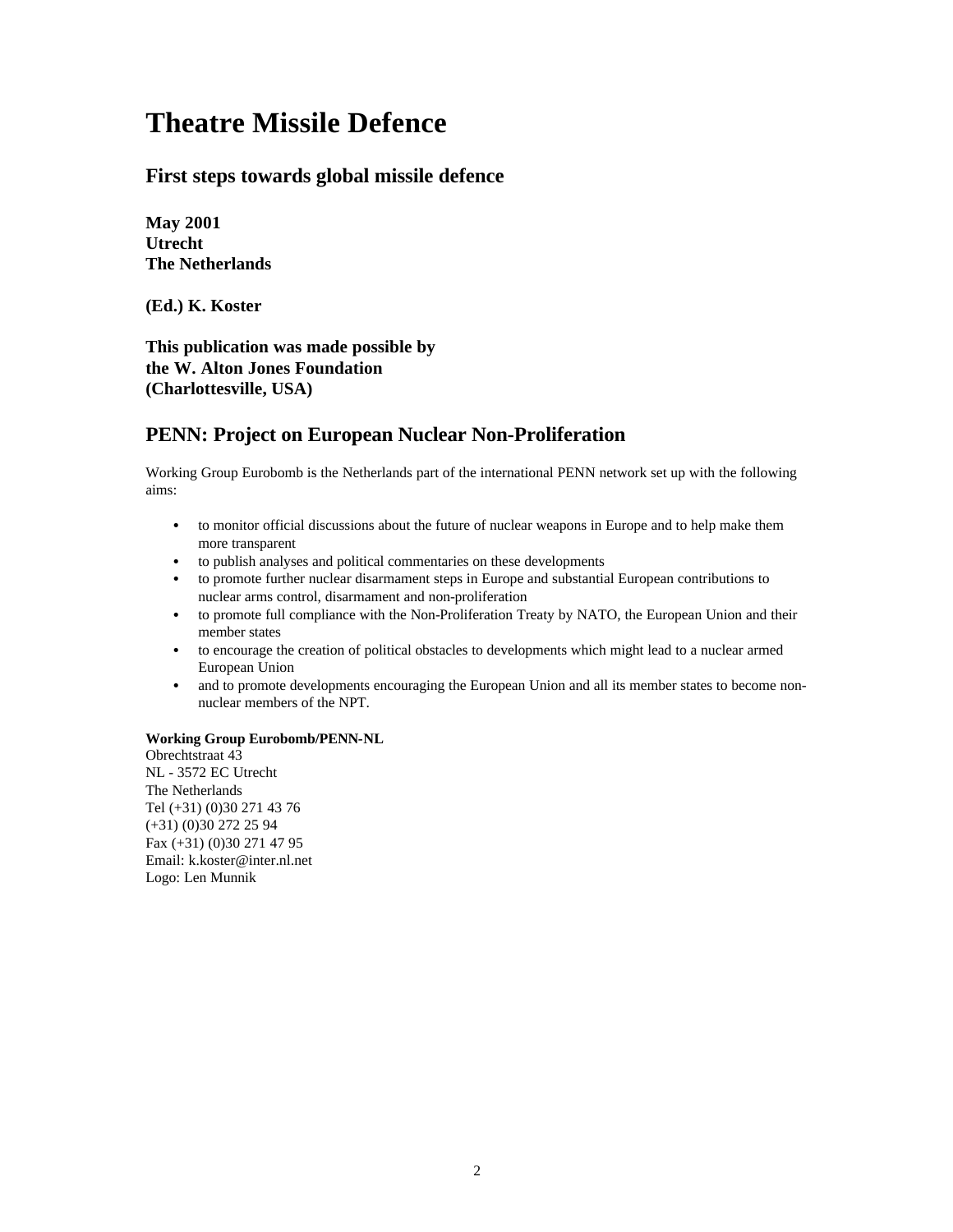# Theatre Missile Defence

## First steps towards global missile defence

**May 2001**
**Utrecht**
**The Netherlands**

**(Ed.) K. Koster**

**This publication was made possible by**
**the W. Alton Jones Foundation**
**(Charlottesville, USA)**

## PENN: Project on European Nuclear Non-Proliferation

Working Group Eurobomb is the Netherlands part of the international PENN network set up with the following aims:

- to monitor official discussions about the future of nuclear weapons in Europe and to help make them more transparent
- to publish analyses and political commentaries on these developments
- to promote further nuclear disarmament steps in Europe and substantial European contributions to nuclear arms control, disarmament and non-proliferation
- to promote full compliance with the Non-Proliferation Treaty by NATO, the European Union and their member states
- to encourage the creation of political obstacles to developments which might lead to a nuclear armed European Union
- and to promote developments encouraging the European Union and all its member states to become non-nuclear members of the NPT.

**Working Group Eurobomb/PENN-NL**
Obrechtstraat 43
NL - 3572 EC Utrecht
The Netherlands
Tel (+31) (0)30 271 43 76
(+31) (0)30 272 25 94
Fax (+31) (0)30 271 47 95
Email: k.koster@inter.nl.net
Logo: Len Munnik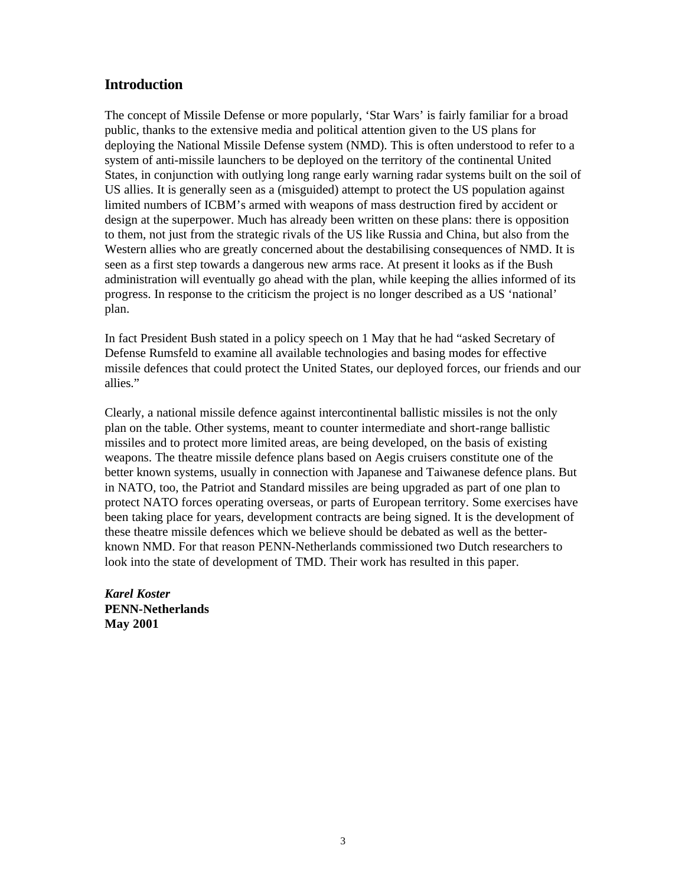## Introduction

The concept of Missile Defense or more popularly, 'Star Wars' is fairly familiar for a broad public, thanks to the extensive media and political attention given to the US plans for deploying the National Missile Defense system (NMD). This is often understood to refer to a system of anti-missile launchers to be deployed on the territory of the continental United States, in conjunction with outlying long range early warning radar systems built on the soil of US allies. It is generally seen as a (misguided) attempt to protect the US population against limited numbers of ICBM's armed with weapons of mass destruction fired by accident or design at the superpower. Much has already been written on these plans: there is opposition to them, not just from the strategic rivals of the US like Russia and China, but also from the Western allies who are greatly concerned about the destabilising consequences of NMD. It is seen as a first step towards a dangerous new arms race. At present it looks as if the Bush administration will eventually go ahead with the plan, while keeping the allies informed of its progress. In response to the criticism the project is no longer described as a US 'national' plan.

In fact President Bush stated in a policy speech on 1 May that he had "asked Secretary of Defense Rumsfeld to examine all available technologies and basing modes for effective missile defences that could protect the United States, our deployed forces, our friends and our allies."

Clearly, a national missile defence against intercontinental ballistic missiles is not the only plan on the table. Other systems, meant to counter intermediate and short-range ballistic missiles and to protect more limited areas, are being developed, on the basis of existing weapons. The theatre missile defence plans based on Aegis cruisers constitute one of the better known systems, usually in connection with Japanese and Taiwanese defence plans. But in NATO, too, the Patriot and Standard missiles are being upgraded as part of one plan to protect NATO forces operating overseas, or parts of European territory. Some exercises have been taking place for years, development contracts are being signed. It is the development of these theatre missile defences which we believe should be debated as well as the better-known NMD. For that reason PENN-Netherlands commissioned two Dutch researchers to look into the state of development of TMD. Their work has resulted in this paper.

***Karel Koster***
**PENN-Netherlands**
**May 2001**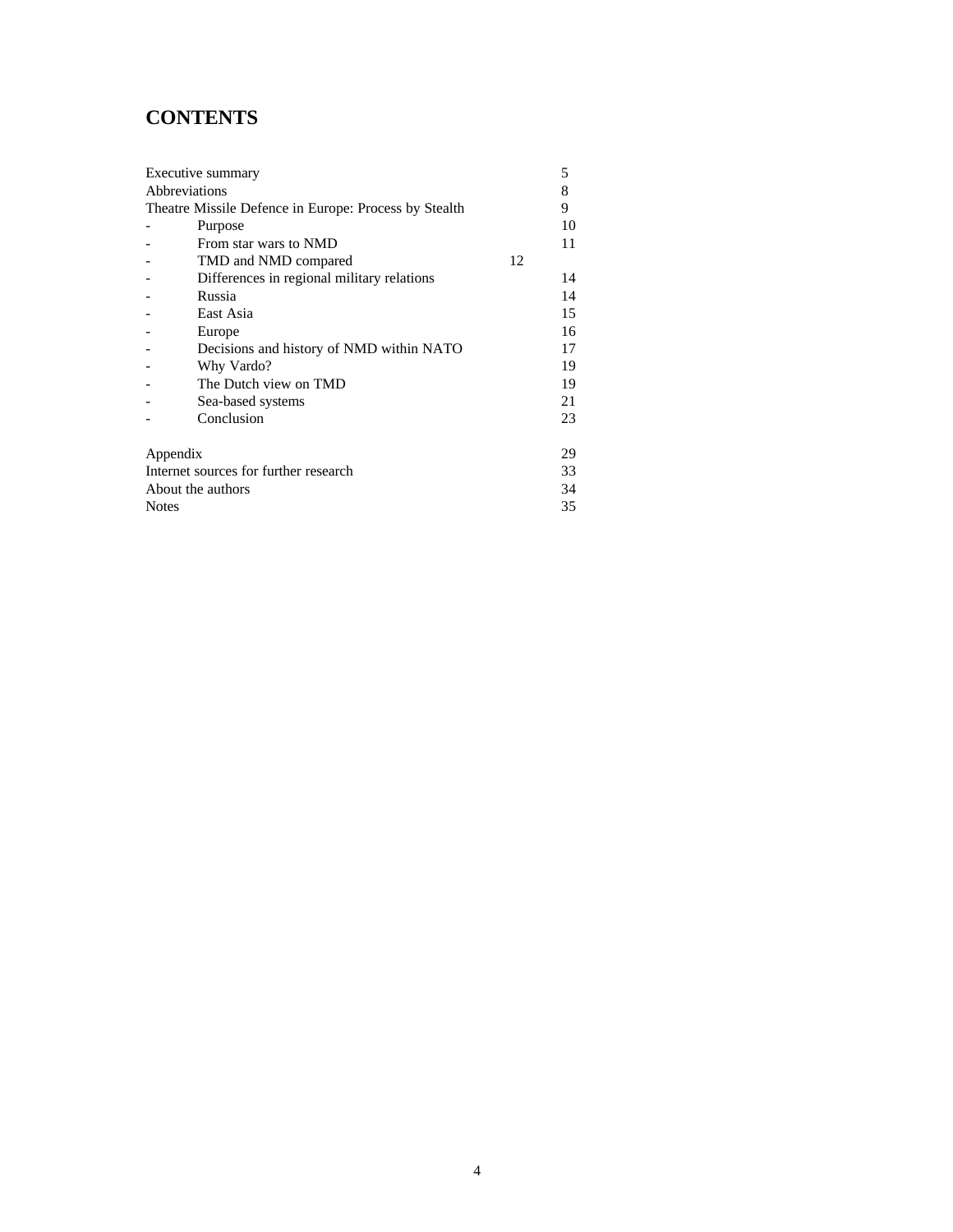# CONTENTS

| | | |
|---|---|---|
| Executive summary | | 5 |
| Abbreviations | | 8 |
| Theatre Missile Defence in Europe: Process by Stealth | | 9 |
| - | Purpose | 10 |
| - | From star wars to NMD | 11 |
| - | TMD and NMD compared | 12 |
| - | Differences in regional military relations | 14 |
| - | Russia | 14 |
| - | East Asia | 15 |
| - | Europe | 16 |
| - | Decisions and history of NMD within NATO | 17 |
| - | Why Vardo? | 19 |
| - | The Dutch view on TMD | 19 |
| - | Sea-based systems | 21 |
| - | Conclusion | 23 |
| | | |
| Appendix | | 29 |
| Internet sources for further research | | 33 |
| About the authors | | 34 |
| Notes | | 35 |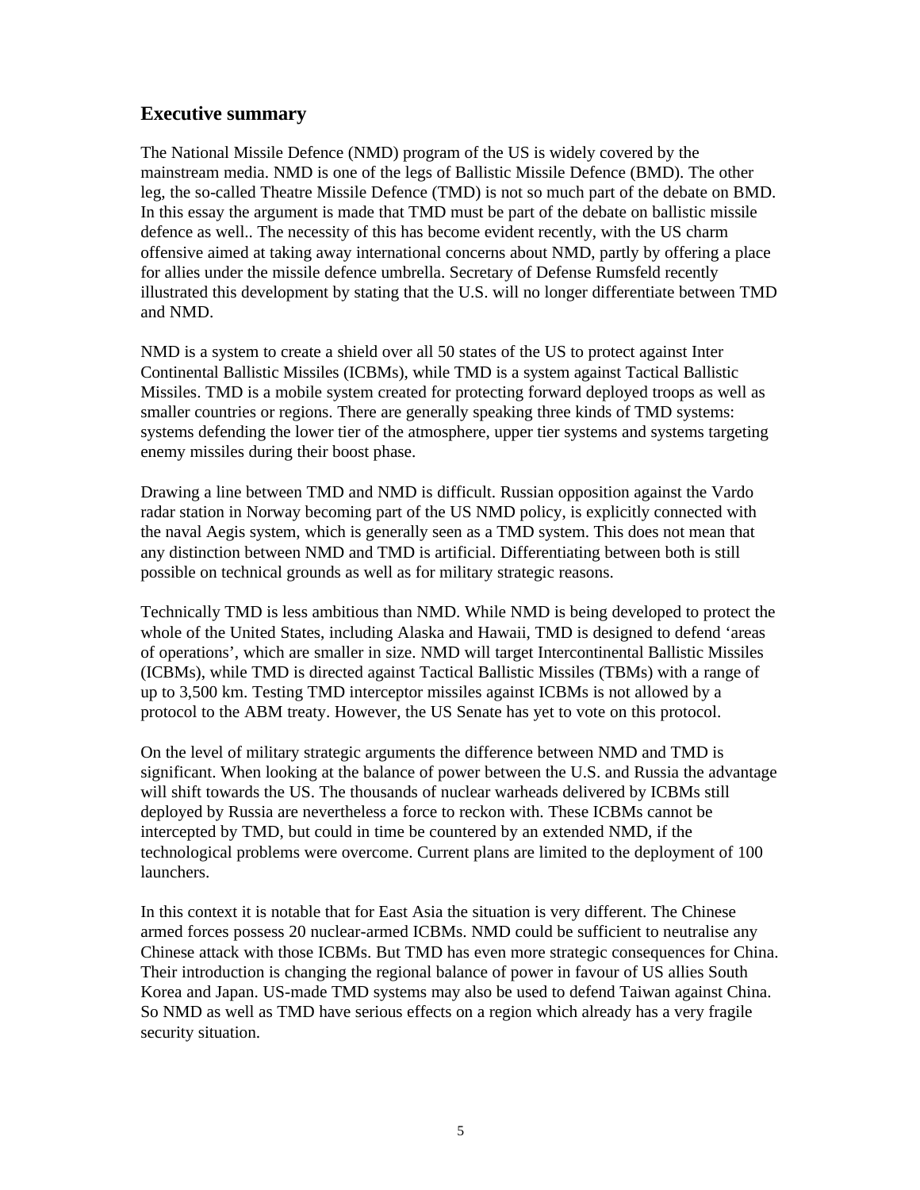## Executive summary

The National Missile Defence (NMD) program of the US is widely covered by the mainstream media. NMD is one of the legs of Ballistic Missile Defence (BMD). The other leg, the so-called Theatre Missile Defence (TMD) is not so much part of the debate on BMD. In this essay the argument is made that TMD must be part of the debate on ballistic missile defence as well.. The necessity of this has become evident recently, with the US charm offensive aimed at taking away international concerns about NMD, partly by offering a place for allies under the missile defence umbrella. Secretary of Defense Rumsfeld recently illustrated this development by stating that the U.S. will no longer differentiate between TMD and NMD.

NMD is a system to create a shield over all 50 states of the US to protect against Inter Continental Ballistic Missiles (ICBMs), while TMD is a system against Tactical Ballistic Missiles. TMD is a mobile system created for protecting forward deployed troops as well as smaller countries or regions. There are generally speaking three kinds of TMD systems: systems defending the lower tier of the atmosphere, upper tier systems and systems targeting enemy missiles during their boost phase.

Drawing a line between TMD and NMD is difficult. Russian opposition against the Vardo radar station in Norway becoming part of the US NMD policy, is explicitly connected with the naval Aegis system, which is generally seen as a TMD system. This does not mean that any distinction between NMD and TMD is artificial. Differentiating between both is still possible on technical grounds as well as for military strategic reasons.

Technically TMD is less ambitious than NMD. While NMD is being developed to protect the whole of the United States, including Alaska and Hawaii, TMD is designed to defend 'areas of operations', which are smaller in size. NMD will target Intercontinental Ballistic Missiles (ICBMs), while TMD is directed against Tactical Ballistic Missiles (TBMs) with a range of up to 3,500 km. Testing TMD interceptor missiles against ICBMs is not allowed by a protocol to the ABM treaty. However, the US Senate has yet to vote on this protocol.

On the level of military strategic arguments the difference between NMD and TMD is significant. When looking at the balance of power between the U.S. and Russia the advantage will shift towards the US. The thousands of nuclear warheads delivered by ICBMs still deployed by Russia are nevertheless a force to reckon with. These ICBMs cannot be intercepted by TMD, but could in time be countered by an extended NMD, if the technological problems were overcome. Current plans are limited to the deployment of 100 launchers.

In this context it is notable that for East Asia the situation is very different. The Chinese armed forces possess 20 nuclear-armed ICBMs. NMD could be sufficient to neutralise any Chinese attack with those ICBMs. But TMD has even more strategic consequences for China. Their introduction is changing the regional balance of power in favour of US allies South Korea and Japan. US-made TMD systems may also be used to defend Taiwan against China. So NMD as well as TMD have serious effects on a region which already has a very fragile security situation.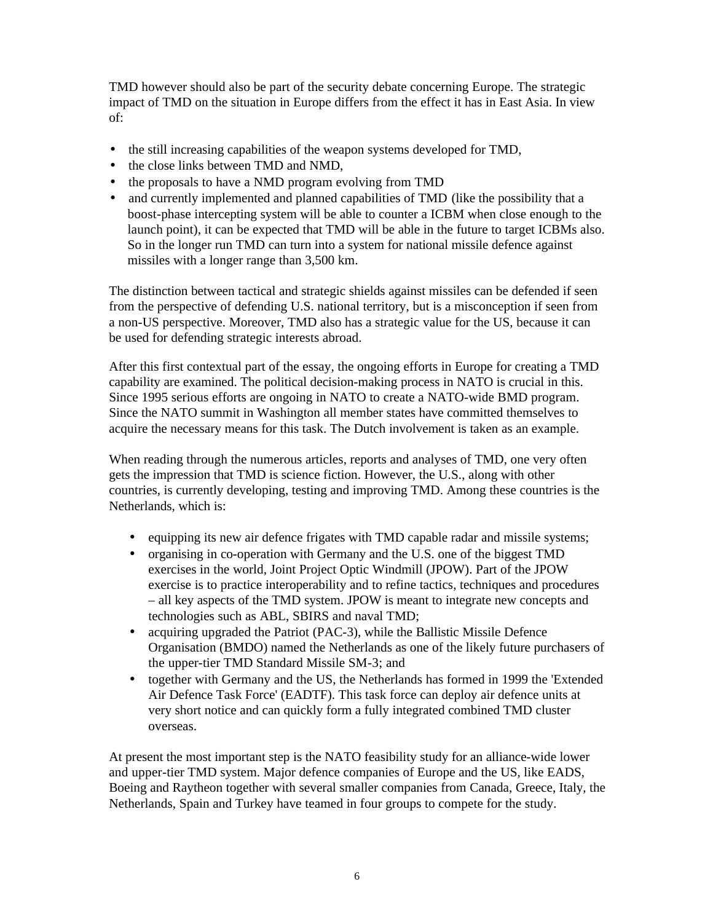TMD however should also be part of the security debate concerning Europe. The strategic impact of TMD on the situation in Europe differs from the effect it has in East Asia. In view of:

- the still increasing capabilities of the weapon systems developed for TMD,
- the close links between TMD and NMD,
- the proposals to have a NMD program evolving from TMD
- and currently implemented and planned capabilities of TMD (like the possibility that a boost-phase intercepting system will be able to counter a ICBM when close enough to the launch point), it can be expected that TMD will be able in the future to target ICBMs also. So in the longer run TMD can turn into a system for national missile defence against missiles with a longer range than 3,500 km.

The distinction between tactical and strategic shields against missiles can be defended if seen from the perspective of defending U.S. national territory, but is a misconception if seen from a non-US perspective. Moreover, TMD also has a strategic value for the US, because it can be used for defending strategic interests abroad.

After this first contextual part of the essay, the ongoing efforts in Europe for creating a TMD capability are examined. The political decision-making process in NATO is crucial in this. Since 1995 serious efforts are ongoing in NATO to create a NATO-wide BMD program. Since the NATO summit in Washington all member states have committed themselves to acquire the necessary means for this task. The Dutch involvement is taken as an example.

When reading through the numerous articles, reports and analyses of TMD, one very often gets the impression that TMD is science fiction. However, the U.S., along with other countries, is currently developing, testing and improving TMD. Among these countries is the Netherlands, which is:

- equipping its new air defence frigates with TMD capable radar and missile systems;
- organising in co-operation with Germany and the U.S. one of the biggest TMD exercises in the world, Joint Project Optic Windmill (JPOW). Part of the JPOW exercise is to practice interoperability and to refine tactics, techniques and procedures – all key aspects of the TMD system. JPOW is meant to integrate new concepts and technologies such as ABL, SBIRS and naval TMD;
- acquiring upgraded the Patriot (PAC-3), while the Ballistic Missile Defence Organisation (BMDO) named the Netherlands as one of the likely future purchasers of the upper-tier TMD Standard Missile SM-3; and
- together with Germany and the US, the Netherlands has formed in 1999 the 'Extended Air Defence Task Force' (EADTF). This task force can deploy air defence units at very short notice and can quickly form a fully integrated combined TMD cluster overseas.

At present the most important step is the NATO feasibility study for an alliance-wide lower and upper-tier TMD system. Major defence companies of Europe and the US, like EADS, Boeing and Raytheon together with several smaller companies from Canada, Greece, Italy, the Netherlands, Spain and Turkey have teamed in four groups to compete for the study.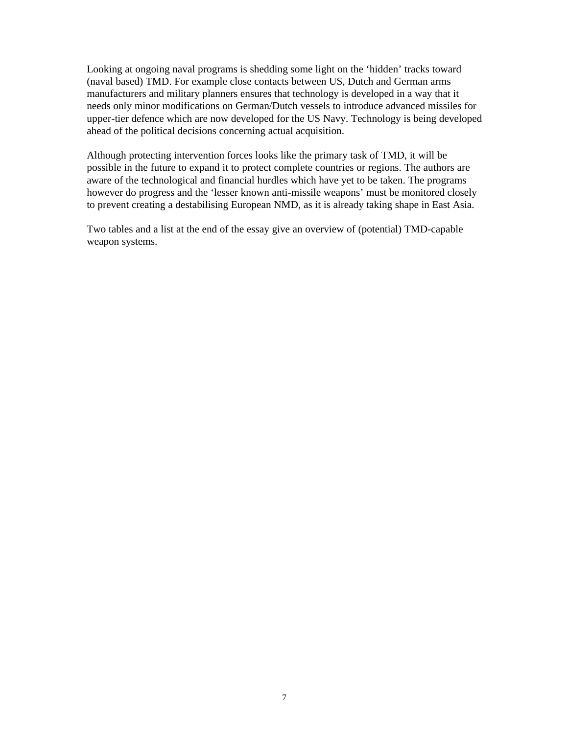Looking at ongoing naval programs is shedding some light on the ‘hidden’ tracks toward (naval based) TMD. For example close contacts between US, Dutch and German arms manufacturers and military planners ensures that technology is developed in a way that it needs only minor modifications on German/Dutch vessels to introduce advanced missiles for upper-tier defence which are now developed for the US Navy. Technology is being developed ahead of the political decisions concerning actual acquisition.

Although protecting intervention forces looks like the primary task of TMD, it will be possible in the future to expand it to protect complete countries or regions. The authors are aware of the technological and financial hurdles which have yet to be taken. The programs however do progress and the ‘lesser known anti-missile weapons’ must be monitored closely to prevent creating a destabilising European NMD, as it is already taking shape in East Asia.

Two tables and a list at the end of the essay give an overview of (potential) TMD-capable weapon systems.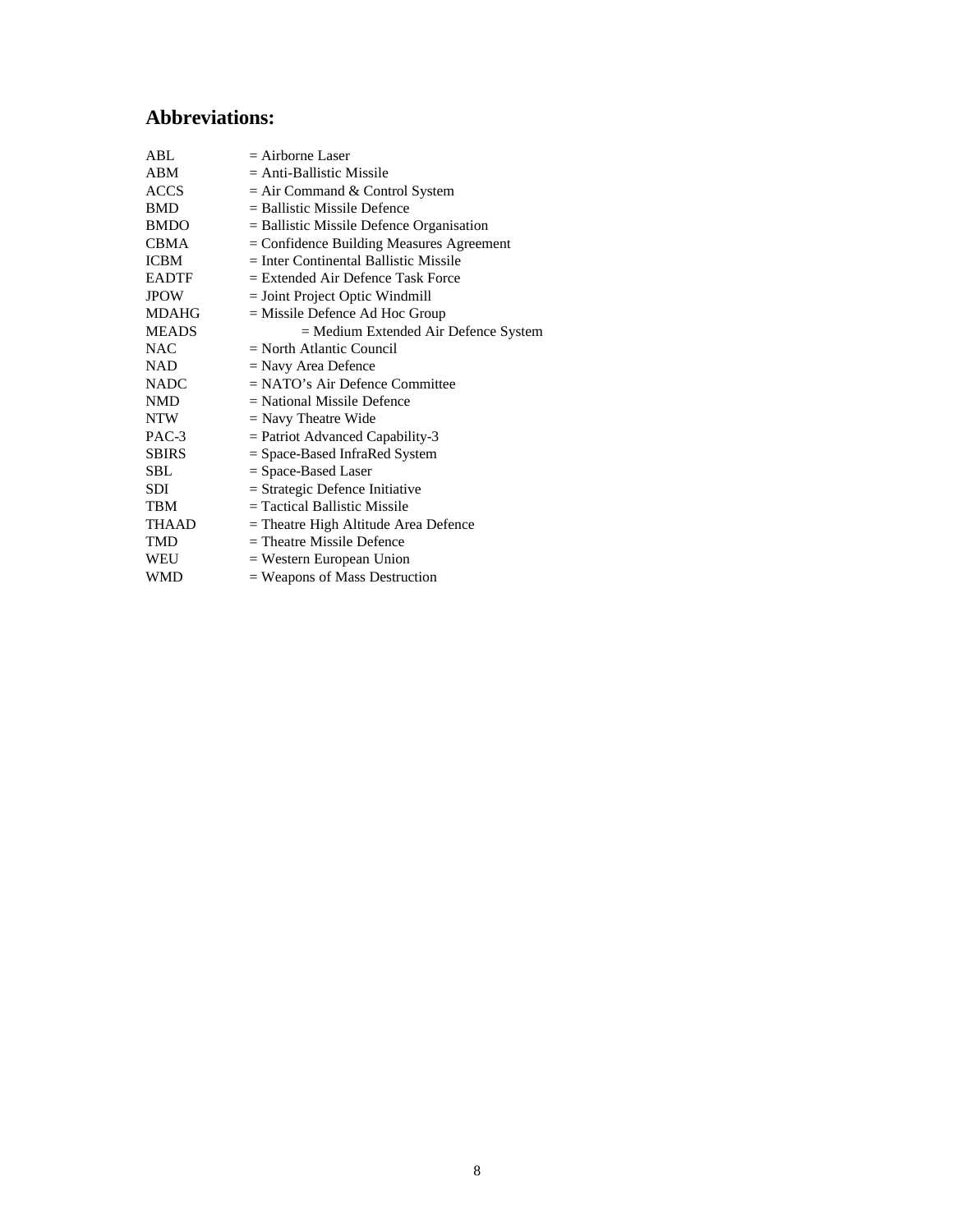## Abbreviations:

ABL = Airborne Laser
ABM = Anti-Ballistic Missile
ACCS = Air Command & Control System
BMD = Ballistic Missile Defence
BMDO = Ballistic Missile Defence Organisation
CBMA = Confidence Building Measures Agreement
ICBM = Inter Continental Ballistic Missile
EADTF = Extended Air Defence Task Force
JPOW = Joint Project Optic Windmill
MDAHG = Missile Defence Ad Hoc Group
MEADS = Medium Extended Air Defence System
NAC = North Atlantic Council
NAD = Navy Area Defence
NADC = NATO's Air Defence Committee
NMD = National Missile Defence
NTW = Navy Theatre Wide
PAC-3 = Patriot Advanced Capability-3
SBIRS = Space-Based InfraRed System
SBL = Space-Based Laser
SDI = Strategic Defence Initiative
TBM = Tactical Ballistic Missile
THAAD = Theatre High Altitude Area Defence
TMD = Theatre Missile Defence
WEU = Western European Union
WMD = Weapons of Mass Destruction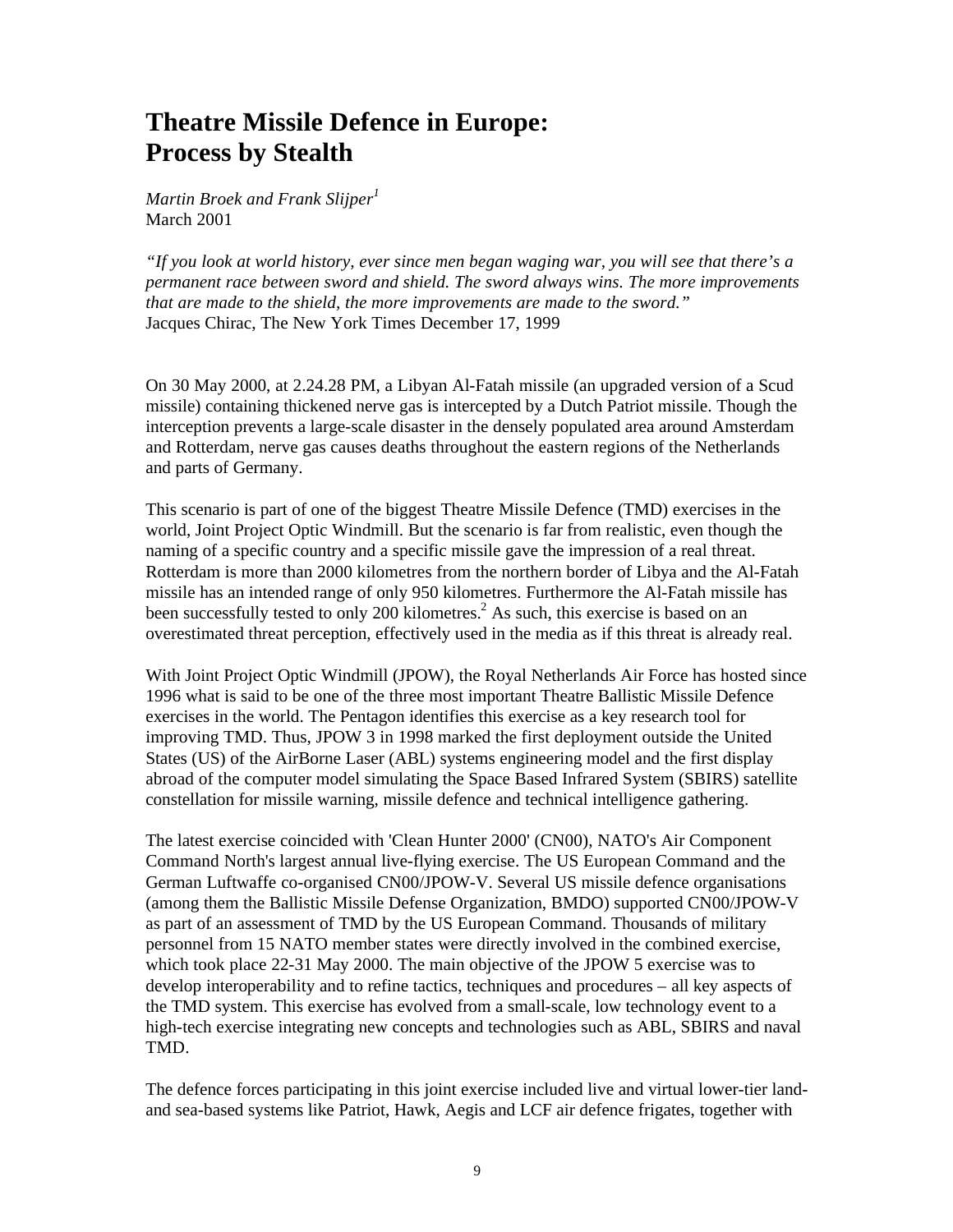# Theatre Missile Defence in Europe: Process by Stealth

*Martin Broek and Frank Slijper*[1]
March 2001

*"If you look at world history, ever since men began waging war, you will see that there's a permanent race between sword and shield. The sword always wins. The more improvements that are made to the shield, the more improvements are made to the sword."*
Jacques Chirac, The New York Times December 17, 1999

On 30 May 2000, at 2.24.28 PM, a Libyan Al-Fatah missile (an upgraded version of a Scud missile) containing thickened nerve gas is intercepted by a Dutch Patriot missile. Though the interception prevents a large-scale disaster in the densely populated area around Amsterdam and Rotterdam, nerve gas causes deaths throughout the eastern regions of the Netherlands and parts of Germany.

This scenario is part of one of the biggest Theatre Missile Defence (TMD) exercises in the world, Joint Project Optic Windmill. But the scenario is far from realistic, even though the naming of a specific country and a specific missile gave the impression of a real threat. Rotterdam is more than 2000 kilometres from the northern border of Libya and the Al-Fatah missile has an intended range of only 950 kilometres. Furthermore the Al-Fatah missile has been successfully tested to only 200 kilometres.[2] As such, this exercise is based on an overestimated threat perception, effectively used in the media as if this threat is already real.

With Joint Project Optic Windmill (JPOW), the Royal Netherlands Air Force has hosted since 1996 what is said to be one of the three most important Theatre Ballistic Missile Defence exercises in the world. The Pentagon identifies this exercise as a key research tool for improving TMD. Thus, JPOW 3 in 1998 marked the first deployment outside the United States (US) of the AirBorne Laser (ABL) systems engineering model and the first display abroad of the computer model simulating the Space Based Infrared System (SBIRS) satellite constellation for missile warning, missile defence and technical intelligence gathering.

The latest exercise coincided with 'Clean Hunter 2000' (CN00), NATO's Air Component Command North's largest annual live-flying exercise. The US European Command and the German Luftwaffe co-organised CN00/JPOW-V. Several US missile defence organisations (among them the Ballistic Missile Defense Organization, BMDO) supported CN00/JPOW-V as part of an assessment of TMD by the US European Command. Thousands of military personnel from 15 NATO member states were directly involved in the combined exercise, which took place 22-31 May 2000. The main objective of the JPOW 5 exercise was to develop interoperability and to refine tactics, techniques and procedures – all key aspects of the TMD system. This exercise has evolved from a small-scale, low technology event to a high-tech exercise integrating new concepts and technologies such as ABL, SBIRS and naval TMD.

The defence forces participating in this joint exercise included live and virtual lower-tier land- and sea-based systems like Patriot, Hawk, Aegis and LCF air defence frigates, together with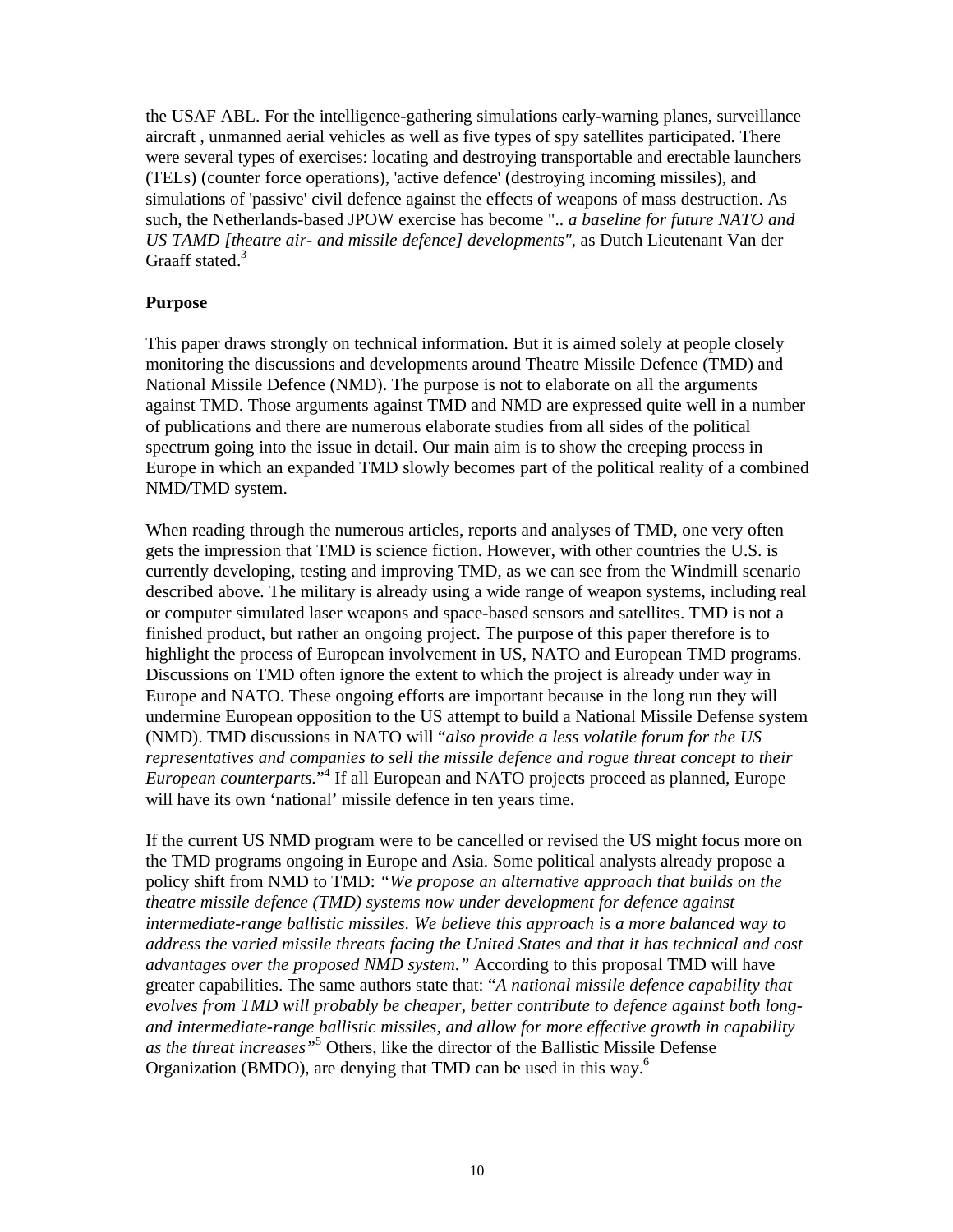the USAF ABL. For the intelligence-gathering simulations early-warning planes, surveillance aircraft , unmanned aerial vehicles as well as five types of spy satellites participated. There were several types of exercises: locating and destroying transportable and erectable launchers (TELs) (counter force operations), 'active defence' (destroying incoming missiles), and simulations of 'passive' civil defence against the effects of weapons of mass destruction. As such, the Netherlands-based JPOW exercise has become ".. *a baseline for future NATO and US TAMD [theatre air- and missile defence] developments"*, as Dutch Lieutenant Van der Graaff stated.[3]

**Purpose**

This paper draws strongly on technical information. But it is aimed solely at people closely monitoring the discussions and developments around Theatre Missile Defence (TMD) and National Missile Defence (NMD). The purpose is not to elaborate on all the arguments against TMD. Those arguments against TMD and NMD are expressed quite well in a number of publications and there are numerous elaborate studies from all sides of the political spectrum going into the issue in detail. Our main aim is to show the creeping process in Europe in which an expanded TMD slowly becomes part of the political reality of a combined NMD/TMD system.

When reading through the numerous articles, reports and analyses of TMD, one very often gets the impression that TMD is science fiction. However, with other countries the U.S. is currently developing, testing and improving TMD, as we can see from the Windmill scenario described above. The military is already using a wide range of weapon systems, including real or computer simulated laser weapons and space-based sensors and satellites. TMD is not a finished product, but rather an ongoing project. The purpose of this paper therefore is to highlight the process of European involvement in US, NATO and European TMD programs. Discussions on TMD often ignore the extent to which the project is already under way in Europe and NATO. These ongoing efforts are important because in the long run they will undermine European opposition to the US attempt to build a National Missile Defense system (NMD). TMD discussions in NATO will "*also provide a less volatile forum for the US representatives and companies to sell the missile defence and rogue threat concept to their European counterparts.*"[4] If all European and NATO projects proceed as planned, Europe will have its own 'national' missile defence in ten years time.

If the current US NMD program were to be cancelled or revised the US might focus more on the TMD programs ongoing in Europe and Asia. Some political analysts already propose a policy shift from NMD to TMD: *"We propose an alternative approach that builds on the theatre missile defence (TMD) systems now under development for defence against intermediate-range ballistic missiles. We believe this approach is a more balanced way to address the varied missile threats facing the United States and that it has technical and cost advantages over the proposed NMD system."* According to this proposal TMD will have greater capabilities. The same authors state that: "*A national missile defence capability that evolves from TMD will probably be cheaper, better contribute to defence against both long- and intermediate-range ballistic missiles, and allow for more effective growth in capability as the threat increases"*[5] Others, like the director of the Ballistic Missile Defense Organization (BMDO), are denying that TMD can be used in this way.[6]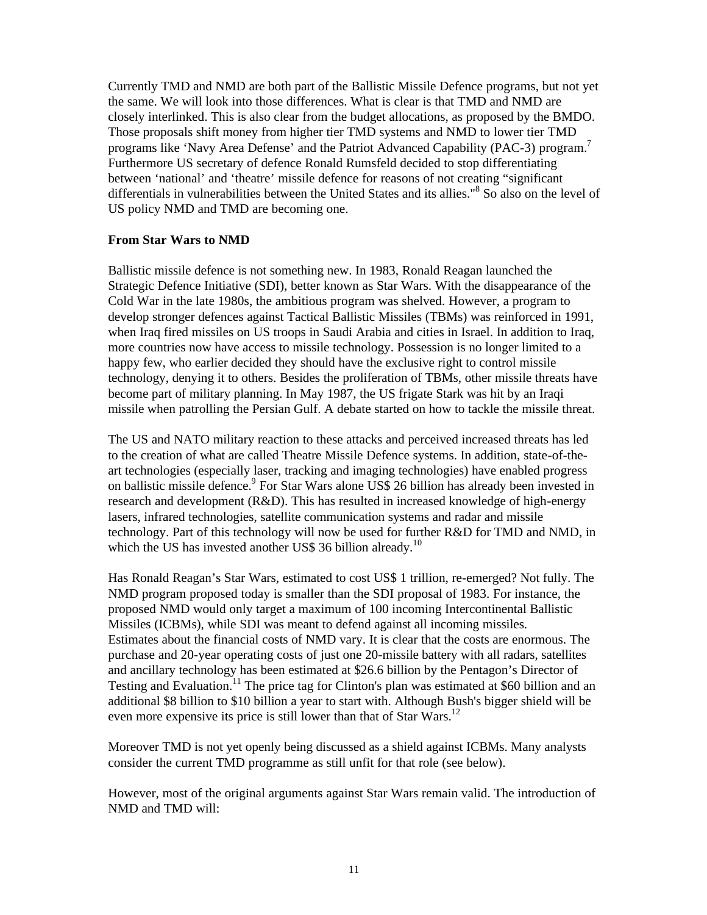Currently TMD and NMD are both part of the Ballistic Missile Defence programs, but not yet the same. We will look into those differences. What is clear is that TMD and NMD are closely interlinked. This is also clear from the budget allocations, as proposed by the BMDO. Those proposals shift money from higher tier TMD systems and NMD to lower tier TMD programs like 'Navy Area Defense' and the Patriot Advanced Capability (PAC-3) program.[7] Furthermore US secretary of defence Ronald Rumsfeld decided to stop differentiating between 'national' and 'theatre' missile defence for reasons of not creating "significant differentials in vulnerabilities between the United States and its allies."[8] So also on the level of US policy NMD and TMD are becoming one.

**From Star Wars to NMD**

Ballistic missile defence is not something new. In 1983, Ronald Reagan launched the Strategic Defence Initiative (SDI), better known as Star Wars. With the disappearance of the Cold War in the late 1980s, the ambitious program was shelved. However, a program to develop stronger defences against Tactical Ballistic Missiles (TBMs) was reinforced in 1991, when Iraq fired missiles on US troops in Saudi Arabia and cities in Israel. In addition to Iraq, more countries now have access to missile technology. Possession is no longer limited to a happy few, who earlier decided they should have the exclusive right to control missile technology, denying it to others. Besides the proliferation of TBMs, other missile threats have become part of military planning. In May 1987, the US frigate Stark was hit by an Iraqi missile when patrolling the Persian Gulf. A debate started on how to tackle the missile threat.

The US and NATO military reaction to these attacks and perceived increased threats has led to the creation of what are called Theatre Missile Defence systems. In addition, state-of-the-art technologies (especially laser, tracking and imaging technologies) have enabled progress on ballistic missile defence.[9] For Star Wars alone US$ 26 billion has already been invested in research and development (R&D). This has resulted in increased knowledge of high-energy lasers, infrared technologies, satellite communication systems and radar and missile technology. Part of this technology will now be used for further R&D for TMD and NMD, in which the US has invested another US$ 36 billion already.[10]

Has Ronald Reagan's Star Wars, estimated to cost US$ 1 trillion, re-emerged? Not fully. The NMD program proposed today is smaller than the SDI proposal of 1983. For instance, the proposed NMD would only target a maximum of 100 incoming Intercontinental Ballistic Missiles (ICBMs), while SDI was meant to defend against all incoming missiles. Estimates about the financial costs of NMD vary. It is clear that the costs are enormous. The purchase and 20-year operating costs of just one 20-missile battery with all radars, satellites and ancillary technology has been estimated at $26.6 billion by the Pentagon's Director of Testing and Evaluation.[11] The price tag for Clinton's plan was estimated at $60 billion and an additional $8 billion to $10 billion a year to start with. Although Bush's bigger shield will be even more expensive its price is still lower than that of Star Wars.[12]

Moreover TMD is not yet openly being discussed as a shield against ICBMs. Many analysts consider the current TMD programme as still unfit for that role (see below).

However, most of the original arguments against Star Wars remain valid. The introduction of NMD and TMD will: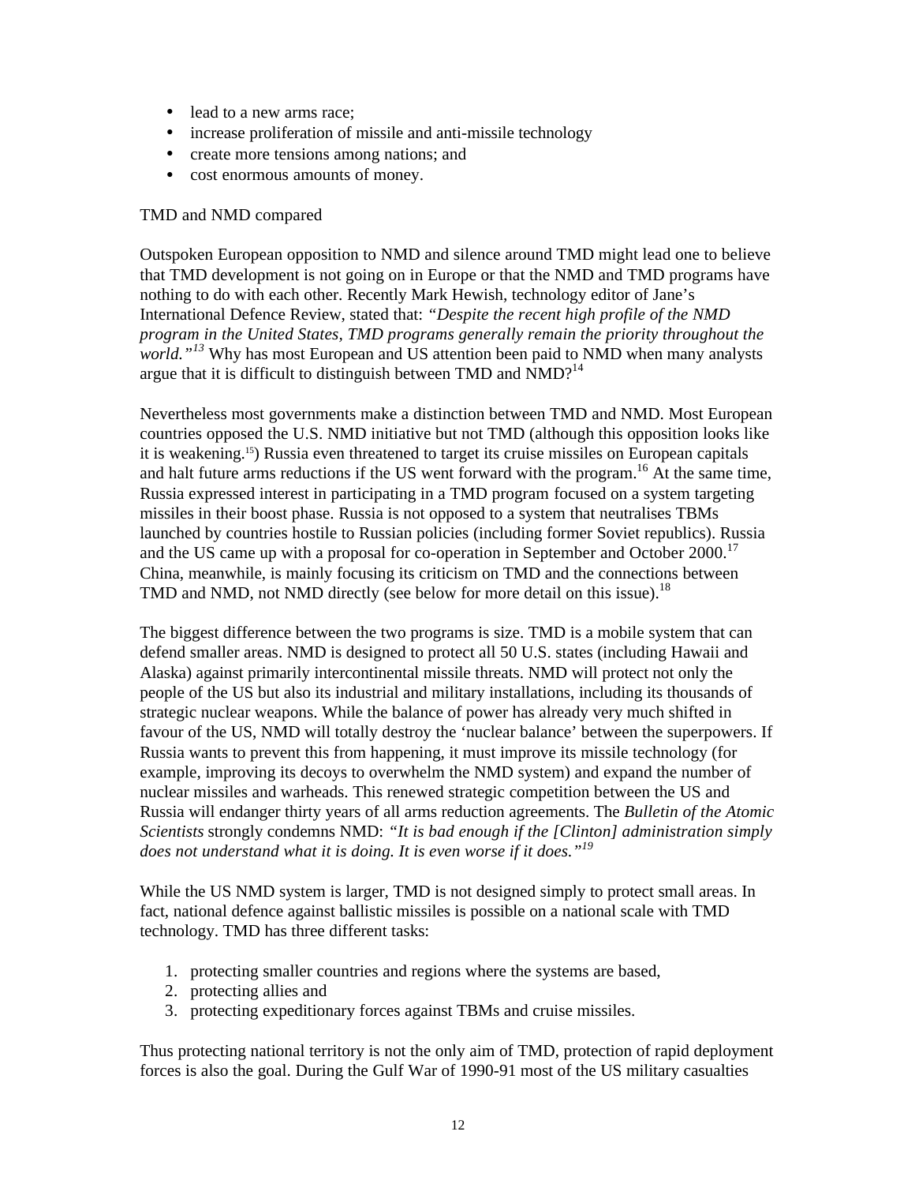- lead to a new arms race;
- increase proliferation of missile and anti-missile technology
- create more tensions among nations; and
- cost enormous amounts of money.

TMD and NMD compared

Outspoken European opposition to NMD and silence around TMD might lead one to believe that TMD development is not going on in Europe or that the NMD and TMD programs have nothing to do with each other. Recently Mark Hewish, technology editor of Jane's International Defence Review, stated that: *"Despite the recent high profile of the NMD program in the United States, TMD programs generally remain the priority throughout the world."*[13] Why has most European and US attention been paid to NMD when many analysts argue that it is difficult to distinguish between TMD and NMD?[14]

Nevertheless most governments make a distinction between TMD and NMD. Most European countries opposed the U.S. NMD initiative but not TMD (although this opposition looks like it is weakening.[15]) Russia even threatened to target its cruise missiles on European capitals and halt future arms reductions if the US went forward with the program.[16] At the same time, Russia expressed interest in participating in a TMD program focused on a system targeting missiles in their boost phase. Russia is not opposed to a system that neutralises TBMs launched by countries hostile to Russian policies (including former Soviet republics). Russia and the US came up with a proposal for co-operation in September and October 2000.[17] China, meanwhile, is mainly focusing its criticism on TMD and the connections between TMD and NMD, not NMD directly (see below for more detail on this issue).[18]

The biggest difference between the two programs is size. TMD is a mobile system that can defend smaller areas. NMD is designed to protect all 50 U.S. states (including Hawaii and Alaska) against primarily intercontinental missile threats. NMD will protect not only the people of the US but also its industrial and military installations, including its thousands of strategic nuclear weapons. While the balance of power has already very much shifted in favour of the US, NMD will totally destroy the 'nuclear balance' between the superpowers. If Russia wants to prevent this from happening, it must improve its missile technology (for example, improving its decoys to overwhelm the NMD system) and expand the number of nuclear missiles and warheads. This renewed strategic competition between the US and Russia will endanger thirty years of all arms reduction agreements. The *Bulletin of the Atomic Scientists* strongly condemns NMD: *"It is bad enough if the [Clinton] administration simply does not understand what it is doing. It is even worse if it does."*[19]

While the US NMD system is larger, TMD is not designed simply to protect small areas. In fact, national defence against ballistic missiles is possible on a national scale with TMD technology. TMD has three different tasks:

1. protecting smaller countries and regions where the systems are based,
2. protecting allies and
3. protecting expeditionary forces against TBMs and cruise missiles.

Thus protecting national territory is not the only aim of TMD, protection of rapid deployment forces is also the goal. During the Gulf War of 1990-91 most of the US military casualties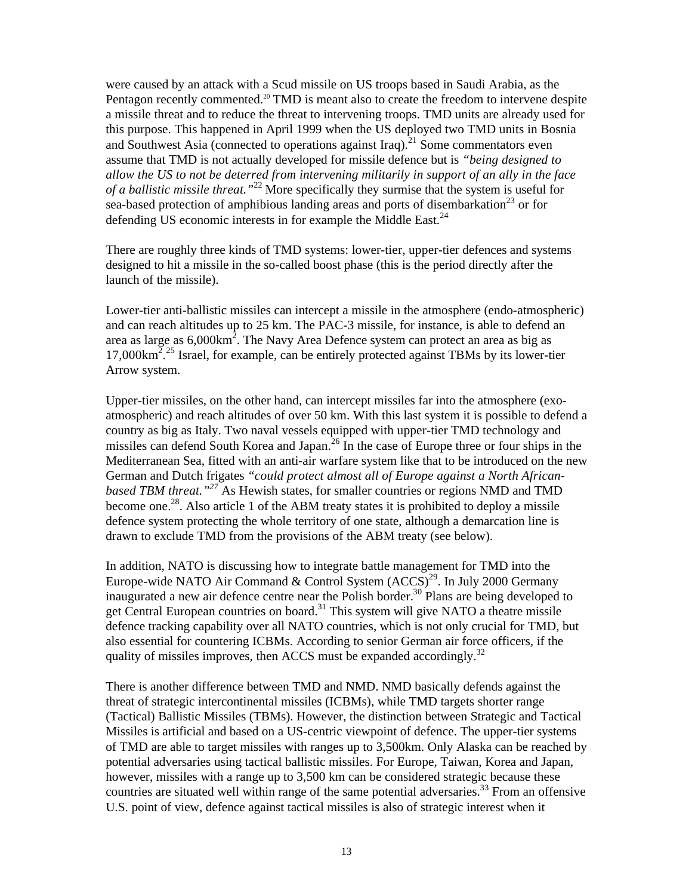were caused by an attack with a Scud missile on US troops based in Saudi Arabia, as the Pentagon recently commented.[20] TMD is meant also to create the freedom to intervene despite a missile threat and to reduce the threat to intervening troops. TMD units are already used for this purpose. This happened in April 1999 when the US deployed two TMD units in Bosnia and Southwest Asia (connected to operations against Iraq).[21] Some commentators even assume that TMD is not actually developed for missile defence but is *"being designed to allow the US to not be deterred from intervening militarily in support of an ally in the face of a ballistic missile threat."*[22] More specifically they surmise that the system is useful for sea-based protection of amphibious landing areas and ports of disembarkation[23] or for defending US economic interests in for example the Middle East.[24]

There are roughly three kinds of TMD systems: lower-tier, upper-tier defences and systems designed to hit a missile in the so-called boost phase (this is the period directly after the launch of the missile).

Lower-tier anti-ballistic missiles can intercept a missile in the atmosphere (endo-atmospheric) and can reach altitudes up to 25 km. The PAC-3 missile, for instance, is able to defend an area as large as 6,000km$^2$. The Navy Area Defence system can protect an area as big as 17,000km$^2$.[25] Israel, for example, can be entirely protected against TBMs by its lower-tier Arrow system.

Upper-tier missiles, on the other hand, can intercept missiles far into the atmosphere (exo-atmospheric) and reach altitudes of over 50 km. With this last system it is possible to defend a country as big as Italy. Two naval vessels equipped with upper-tier TMD technology and missiles can defend South Korea and Japan.[26] In the case of Europe three or four ships in the Mediterranean Sea, fitted with an anti-air warfare system like that to be introduced on the new German and Dutch frigates *"could protect almost all of Europe against a North African-based TBM threat."*[27] As Hewish states, for smaller countries or regions NMD and TMD become one.[28]. Also article 1 of the ABM treaty states it is prohibited to deploy a missile defence system protecting the whole territory of one state, although a demarcation line is drawn to exclude TMD from the provisions of the ABM treaty (see below).

In addition, NATO is discussing how to integrate battle management for TMD into the Europe-wide NATO Air Command & Control System (ACCS)[29]. In July 2000 Germany inaugurated a new air defence centre near the Polish border.[30] Plans are being developed to get Central European countries on board.[31] This system will give NATO a theatre missile defence tracking capability over all NATO countries, which is not only crucial for TMD, but also essential for countering ICBMs. According to senior German air force officers, if the quality of missiles improves, then ACCS must be expanded accordingly.[32]

There is another difference between TMD and NMD. NMD basically defends against the threat of strategic intercontinental missiles (ICBMs), while TMD targets shorter range (Tactical) Ballistic Missiles (TBMs). However, the distinction between Strategic and Tactical Missiles is artificial and based on a US-centric viewpoint of defence. The upper-tier systems of TMD are able to target missiles with ranges up to 3,500km. Only Alaska can be reached by potential adversaries using tactical ballistic missiles. For Europe, Taiwan, Korea and Japan, however, missiles with a range up to 3,500 km can be considered strategic because these countries are situated well within range of the same potential adversaries.[33] From an offensive U.S. point of view, defence against tactical missiles is also of strategic interest when it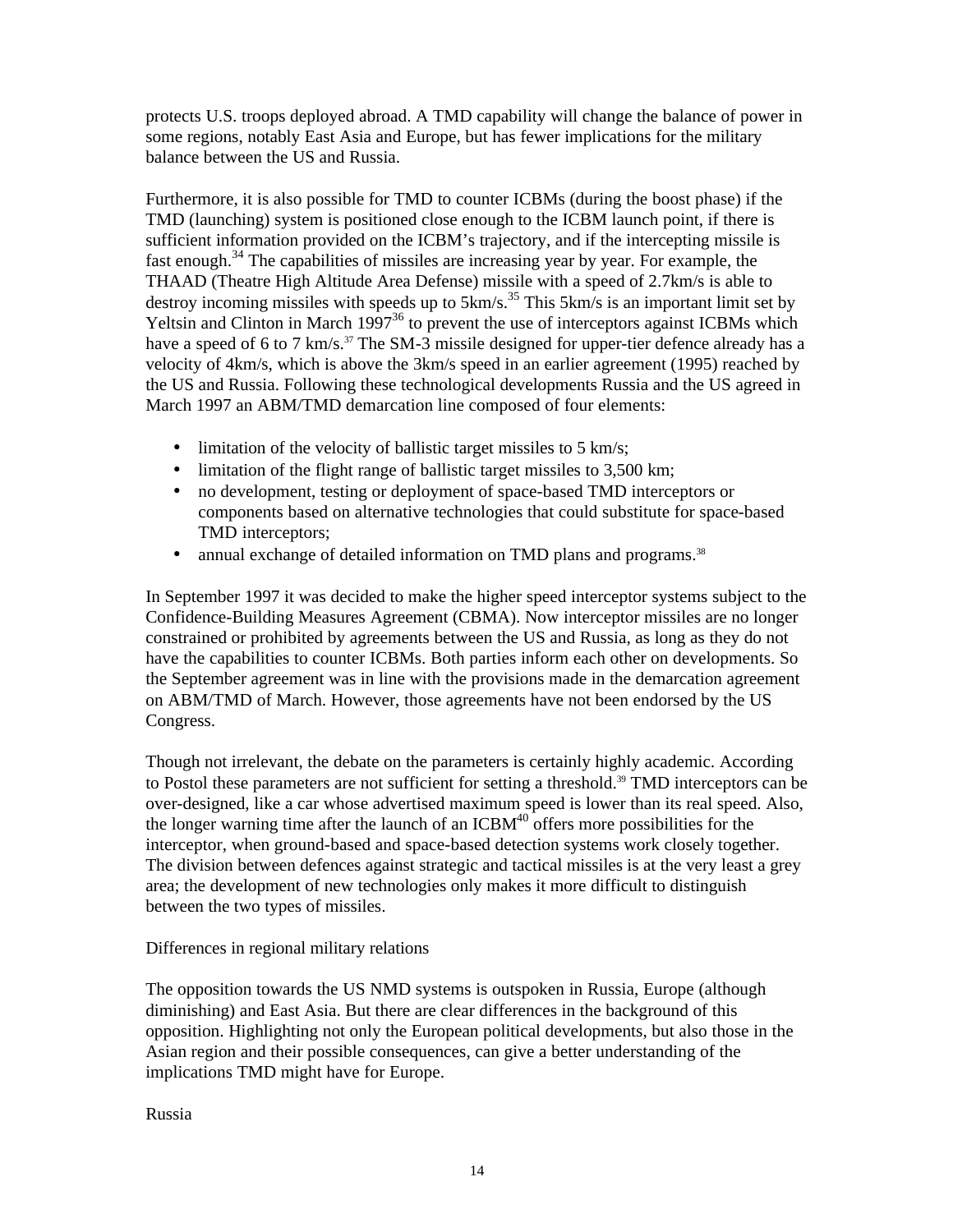protects U.S. troops deployed abroad. A TMD capability will change the balance of power in some regions, notably East Asia and Europe, but has fewer implications for the military balance between the US and Russia.

Furthermore, it is also possible for TMD to counter ICBMs (during the boost phase) if the TMD (launching) system is positioned close enough to the ICBM launch point, if there is sufficient information provided on the ICBM's trajectory, and if the intercepting missile is fast enough.[34] The capabilities of missiles are increasing year by year. For example, the THAAD (Theatre High Altitude Area Defense) missile with a speed of 2.7km/s is able to destroy incoming missiles with speeds up to 5km/s.[35] This 5km/s is an important limit set by Yeltsin and Clinton in March 1997[36] to prevent the use of interceptors against ICBMs which have a speed of 6 to 7 km/s.[37] The SM-3 missile designed for upper-tier defence already has a velocity of 4km/s, which is above the 3km/s speed in an earlier agreement (1995) reached by the US and Russia. Following these technological developments Russia and the US agreed in March 1997 an ABM/TMD demarcation line composed of four elements:

- limitation of the velocity of ballistic target missiles to 5 km/s;
- limitation of the flight range of ballistic target missiles to 3,500 km;
- no development, testing or deployment of space-based TMD interceptors or components based on alternative technologies that could substitute for space-based TMD interceptors;
- annual exchange of detailed information on TMD plans and programs.[38]

In September 1997 it was decided to make the higher speed interceptor systems subject to the Confidence-Building Measures Agreement (CBMA). Now interceptor missiles are no longer constrained or prohibited by agreements between the US and Russia, as long as they do not have the capabilities to counter ICBMs. Both parties inform each other on developments. So the September agreement was in line with the provisions made in the demarcation agreement on ABM/TMD of March. However, those agreements have not been endorsed by the US Congress.

Though not irrelevant, the debate on the parameters is certainly highly academic. According to Postol these parameters are not sufficient for setting a threshold.[39] TMD interceptors can be over-designed, like a car whose advertised maximum speed is lower than its real speed. Also, the longer warning time after the launch of an ICBM[40] offers more possibilities for the interceptor, when ground-based and space-based detection systems work closely together. The division between defences against strategic and tactical missiles is at the very least a grey area; the development of new technologies only makes it more difficult to distinguish between the two types of missiles.

Differences in regional military relations

The opposition towards the US NMD systems is outspoken in Russia, Europe (although diminishing) and East Asia. But there are clear differences in the background of this opposition. Highlighting not only the European political developments, but also those in the Asian region and their possible consequences, can give a better understanding of the implications TMD might have for Europe.

Russia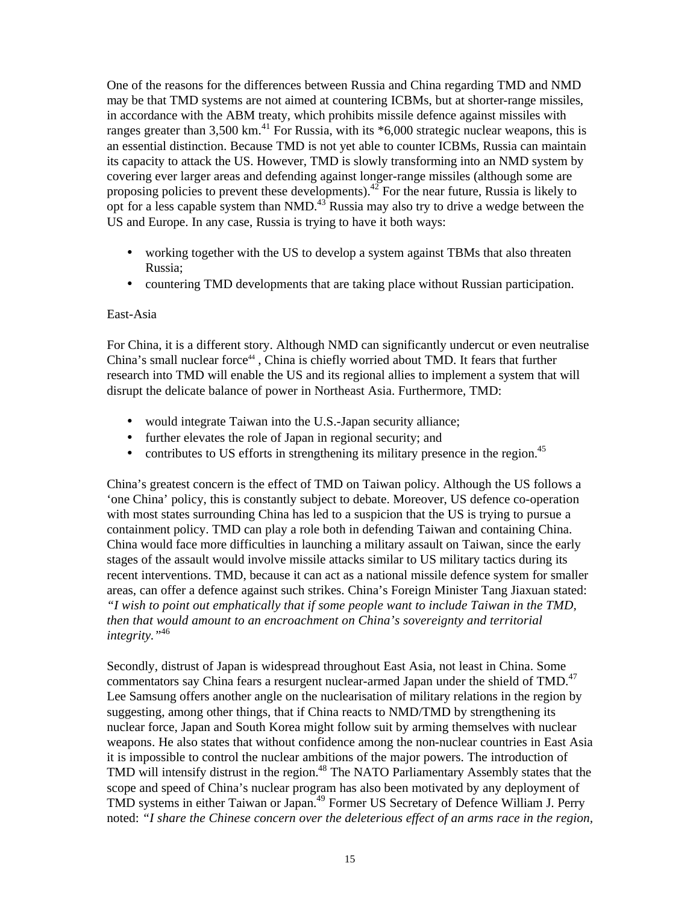One of the reasons for the differences between Russia and China regarding TMD and NMD may be that TMD systems are not aimed at countering ICBMs, but at shorter-range missiles, in accordance with the ABM treaty, which prohibits missile defence against missiles with ranges greater than 3,500 km.[41] For Russia, with its *6,000 strategic nuclear weapons, this is an essential distinction. Because TMD is not yet able to counter ICBMs, Russia can maintain its capacity to attack the US. However, TMD is slowly transforming into an NMD system by covering ever larger areas and defending against longer-range missiles (although some are proposing policies to prevent these developments).[42] For the near future, Russia is likely to opt for a less capable system than NMD.[43] Russia may also try to drive a wedge between the US and Europe. In any case, Russia is trying to have it both ways:

- working together with the US to develop a system against TBMs that also threaten Russia;
- countering TMD developments that are taking place without Russian participation.

East-Asia

For China, it is a different story. Although NMD can significantly undercut or even neutralise China's small nuclear force[44] , China is chiefly worried about TMD. It fears that further research into TMD will enable the US and its regional allies to implement a system that will disrupt the delicate balance of power in Northeast Asia. Furthermore, TMD:

- would integrate Taiwan into the U.S.-Japan security alliance;
- further elevates the role of Japan in regional security; and
- contributes to US efforts in strengthening its military presence in the region.[45]

China's greatest concern is the effect of TMD on Taiwan policy. Although the US follows a 'one China' policy, this is constantly subject to debate. Moreover, US defence co-operation with most states surrounding China has led to a suspicion that the US is trying to pursue a containment policy. TMD can play a role both in defending Taiwan and containing China. China would face more difficulties in launching a military assault on Taiwan, since the early stages of the assault would involve missile attacks similar to US military tactics during its recent interventions. TMD, because it can act as a national missile defence system for smaller areas, can offer a defence against such strikes. China's Foreign Minister Tang Jiaxuan stated: *"I wish to point out emphatically that if some people want to include Taiwan in the TMD, then that would amount to an encroachment on China's sovereignty and territorial integrity."*[46]

Secondly, distrust of Japan is widespread throughout East Asia, not least in China. Some commentators say China fears a resurgent nuclear-armed Japan under the shield of TMD.[47] Lee Samsung offers another angle on the nuclearisation of military relations in the region by suggesting, among other things, that if China reacts to NMD/TMD by strengthening its nuclear force, Japan and South Korea might follow suit by arming themselves with nuclear weapons. He also states that without confidence among the non-nuclear countries in East Asia it is impossible to control the nuclear ambitions of the major powers. The introduction of TMD will intensify distrust in the region.[48] The NATO Parliamentary Assembly states that the scope and speed of China's nuclear program has also been motivated by any deployment of TMD systems in either Taiwan or Japan.[49] Former US Secretary of Defence William J. Perry noted: *"I share the Chinese concern over the deleterious effect of an arms race in the region,*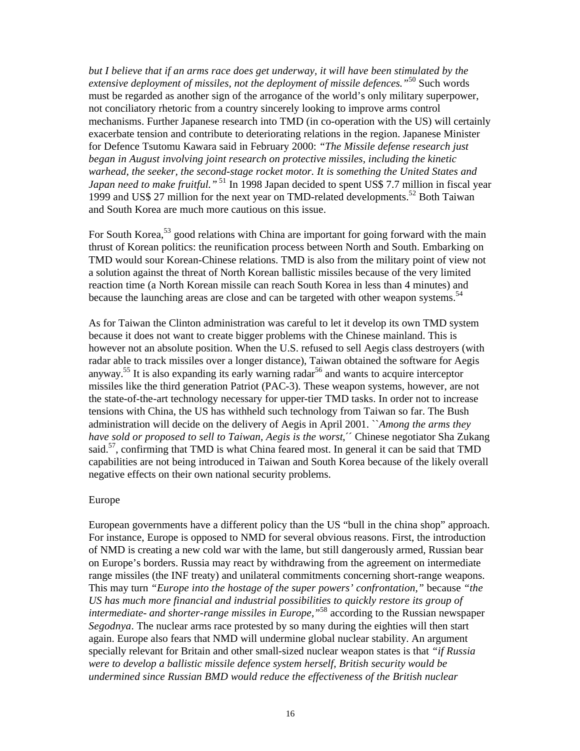*but I believe that if an arms race does get underway, it will have been stimulated by the extensive deployment of missiles, not the deployment of missile defences."*[50] Such words must be regarded as another sign of the arrogance of the world's only military superpower, not conciliatory rhetoric from a country sincerely looking to improve arms control mechanisms. Further Japanese research into TMD (in co-operation with the US) will certainly exacerbate tension and contribute to deteriorating relations in the region. Japanese Minister for Defence Tsutomu Kawara said in February 2000: *"The Missile defense research just began in August involving joint research on protective missiles, including the kinetic warhead, the seeker, the second-stage rocket motor. It is something the United States and Japan need to make fruitful."* [51] In 1998 Japan decided to spent US$ 7.7 million in fiscal year 1999 and US$ 27 million for the next year on TMD-related developments.[52] Both Taiwan and South Korea are much more cautious on this issue.

For South Korea,[53] good relations with China are important for going forward with the main thrust of Korean politics: the reunification process between North and South. Embarking on TMD would sour Korean-Chinese relations. TMD is also from the military point of view not a solution against the threat of North Korean ballistic missiles because of the very limited reaction time (a North Korean missile can reach South Korea in less than 4 minutes) and because the launching areas are close and can be targeted with other weapon systems.[54]

As for Taiwan the Clinton administration was careful to let it develop its own TMD system because it does not want to create bigger problems with the Chinese mainland. This is however not an absolute position. When the U.S. refused to sell Aegis class destroyers (with radar able to track missiles over a longer distance), Taiwan obtained the software for Aegis anyway.[55] It is also expanding its early warning radar[56] and wants to acquire interceptor missiles like the third generation Patriot (PAC-3). These weapon systems, however, are not the state-of-the-art technology necessary for upper-tier TMD tasks. In order not to increase tensions with China, the US has withheld such technology from Taiwan so far. The Bush administration will decide on the delivery of Aegis in April 2001. ``*Among the arms they have sold or proposed to sell to Taiwan, Aegis is the worst,*´´ Chinese negotiator Sha Zukang said.[57], confirming that TMD is what China feared most. In general it can be said that TMD capabilities are not being introduced in Taiwan and South Korea because of the likely overall negative effects on their own national security problems.

Europe

European governments have a different policy than the US "bull in the china shop" approach. For instance, Europe is opposed to NMD for several obvious reasons. First, the introduction of NMD is creating a new cold war with the lame, but still dangerously armed, Russian bear on Europe's borders. Russia may react by withdrawing from the agreement on intermediate range missiles (the INF treaty) and unilateral commitments concerning short-range weapons. This may turn *"Europe into the hostage of the super powers' confrontation,"* because *"the US has much more financial and industrial possibilities to quickly restore its group of intermediate- and shorter-range missiles in Europe,"*[58] according to the Russian newspaper *Segodnya*. The nuclear arms race protested by so many during the eighties will then start again. Europe also fears that NMD will undermine global nuclear stability. An argument specially relevant for Britain and other small-sized nuclear weapon states is that *"if Russia were to develop a ballistic missile defence system herself, British security would be undermined since Russian BMD would reduce the effectiveness of the British nuclear*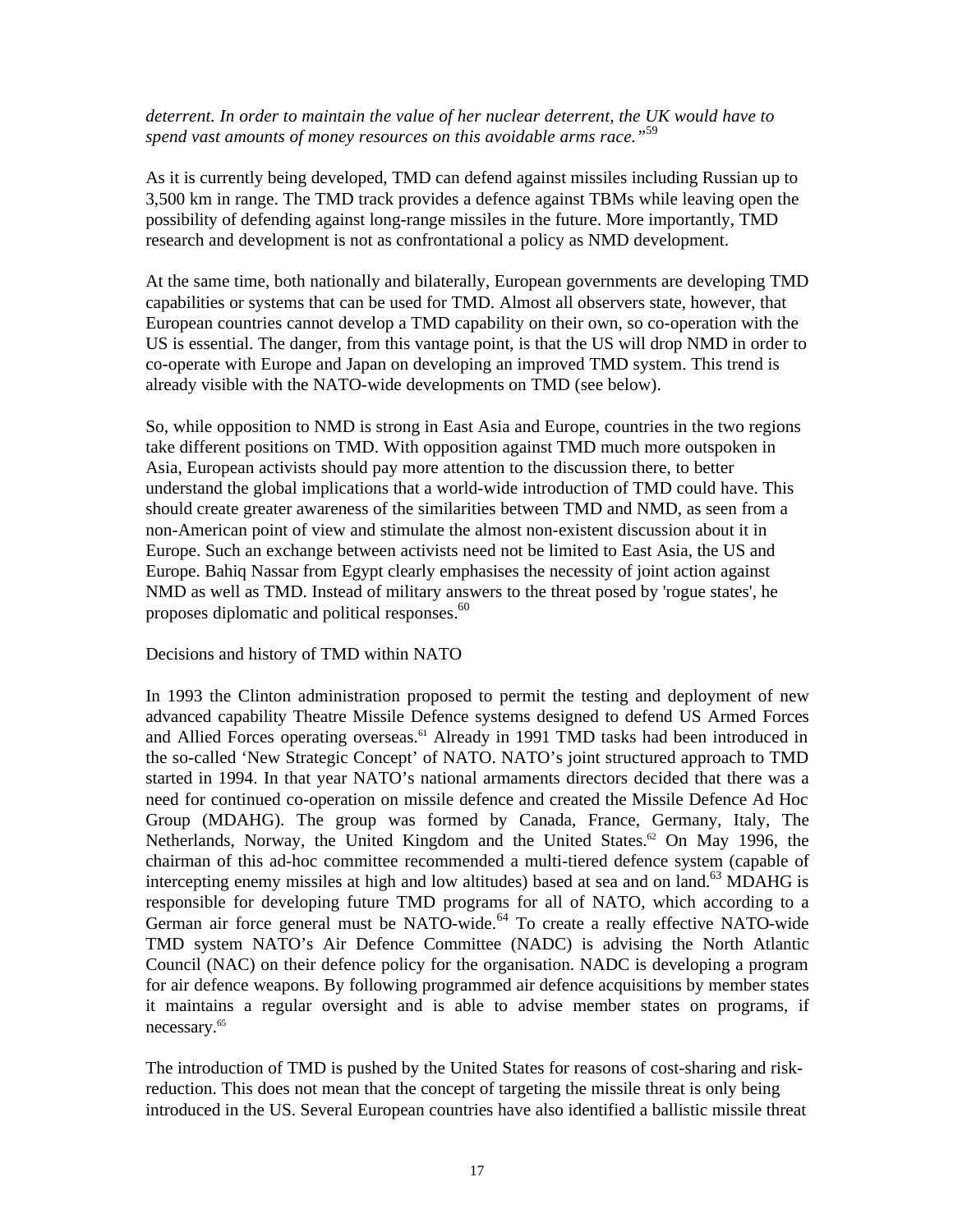*deterrent. In order to maintain the value of her nuclear deterrent, the UK would have to spend vast amounts of money resources on this avoidable arms race."*[59]

As it is currently being developed, TMD can defend against missiles including Russian up to 3,500 km in range. The TMD track provides a defence against TBMs while leaving open the possibility of defending against long-range missiles in the future. More importantly, TMD research and development is not as confrontational a policy as NMD development.

At the same time, both nationally and bilaterally, European governments are developing TMD capabilities or systems that can be used for TMD. Almost all observers state, however, that European countries cannot develop a TMD capability on their own, so co-operation with the US is essential. The danger, from this vantage point, is that the US will drop NMD in order to co-operate with Europe and Japan on developing an improved TMD system. This trend is already visible with the NATO-wide developments on TMD (see below).

So, while opposition to NMD is strong in East Asia and Europe, countries in the two regions take different positions on TMD. With opposition against TMD much more outspoken in Asia, European activists should pay more attention to the discussion there, to better understand the global implications that a world-wide introduction of TMD could have. This should create greater awareness of the similarities between TMD and NMD, as seen from a non-American point of view and stimulate the almost non-existent discussion about it in Europe. Such an exchange between activists need not be limited to East Asia, the US and Europe. Bahiq Nassar from Egypt clearly emphasises the necessity of joint action against NMD as well as TMD. Instead of military answers to the threat posed by 'rogue states', he proposes diplomatic and political responses.[60]

Decisions and history of TMD within NATO

In 1993 the Clinton administration proposed to permit the testing and deployment of new advanced capability Theatre Missile Defence systems designed to defend US Armed Forces and Allied Forces operating overseas.[61] Already in 1991 TMD tasks had been introduced in the so-called 'New Strategic Concept' of NATO. NATO's joint structured approach to TMD started in 1994. In that year NATO's national armaments directors decided that there was a need for continued co-operation on missile defence and created the Missile Defence Ad Hoc Group (MDAHG). The group was formed by Canada, France, Germany, Italy, The Netherlands, Norway, the United Kingdom and the United States.[62] On May 1996, the chairman of this ad-hoc committee recommended a multi-tiered defence system (capable of intercepting enemy missiles at high and low altitudes) based at sea and on land.[63] MDAHG is responsible for developing future TMD programs for all of NATO, which according to a German air force general must be NATO-wide.[64] To create a really effective NATO-wide TMD system NATO's Air Defence Committee (NADC) is advising the North Atlantic Council (NAC) on their defence policy for the organisation. NADC is developing a program for air defence weapons. By following programmed air defence acquisitions by member states it maintains a regular oversight and is able to advise member states on programs, if necessary.[65]

The introduction of TMD is pushed by the United States for reasons of cost-sharing and risk-reduction. This does not mean that the concept of targeting the missile threat is only being introduced in the US. Several European countries have also identified a ballistic missile threat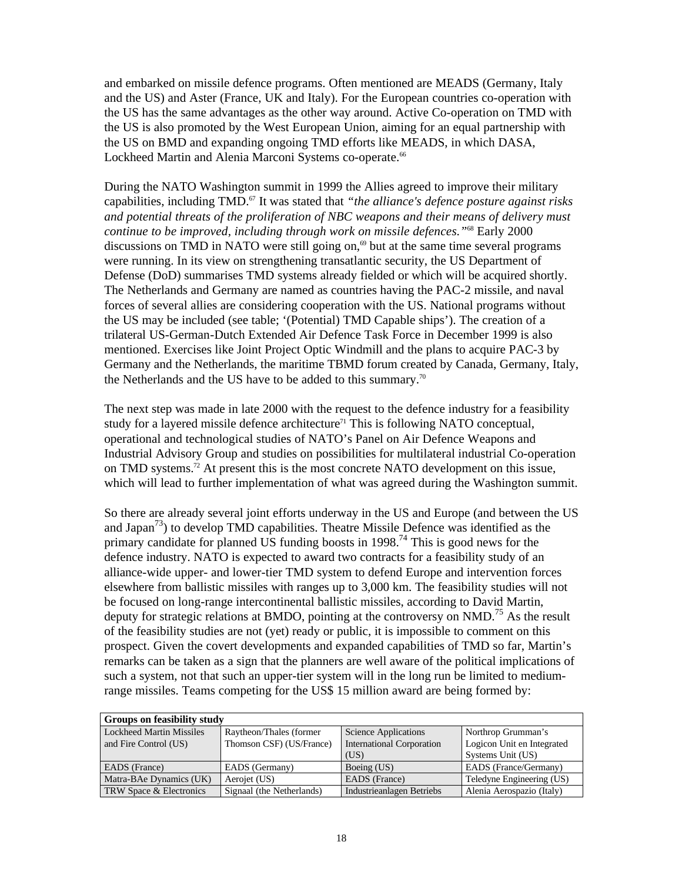and embarked on missile defence programs. Often mentioned are MEADS (Germany, Italy and the US) and Aster (France, UK and Italy). For the European countries co-operation with the US has the same advantages as the other way around. Active Co-operation on TMD with the US is also promoted by the West European Union, aiming for an equal partnership with the US on BMD and expanding ongoing TMD efforts like MEADS, in which DASA, Lockheed Martin and Alenia Marconi Systems co-operate.[66]

During the NATO Washington summit in 1999 the Allies agreed to improve their military capabilities, including TMD.[67] It was stated that *"the alliance's defence posture against risks and potential threats of the proliferation of NBC weapons and their means of delivery must continue to be improved, including through work on missile defences."*[68] Early 2000 discussions on TMD in NATO were still going on,[69] but at the same time several programs were running. In its view on strengthening transatlantic security, the US Department of Defense (DoD) summarises TMD systems already fielded or which will be acquired shortly. The Netherlands and Germany are named as countries having the PAC-2 missile, and naval forces of several allies are considering cooperation with the US. National programs without the US may be included (see table; '(Potential) TMD Capable ships'). The creation of a trilateral US-German-Dutch Extended Air Defence Task Force in December 1999 is also mentioned. Exercises like Joint Project Optic Windmill and the plans to acquire PAC-3 by Germany and the Netherlands, the maritime TBMD forum created by Canada, Germany, Italy, the Netherlands and the US have to be added to this summary.[70]

The next step was made in late 2000 with the request to the defence industry for a feasibility study for a layered missile defence architecture[71] This is following NATO conceptual, operational and technological studies of NATO's Panel on Air Defence Weapons and Industrial Advisory Group and studies on possibilities for multilateral industrial Co-operation on TMD systems.[72] At present this is the most concrete NATO development on this issue, which will lead to further implementation of what was agreed during the Washington summit.

So there are already several joint efforts underway in the US and Europe (and between the US and Japan[73]) to develop TMD capabilities. Theatre Missile Defence was identified as the primary candidate for planned US funding boosts in 1998.[74] This is good news for the defence industry. NATO is expected to award two contracts for a feasibility study of an alliance-wide upper- and lower-tier TMD system to defend Europe and intervention forces elsewhere from ballistic missiles with ranges up to 3,000 km. The feasibility studies will not be focused on long-range intercontinental ballistic missiles, according to David Martin, deputy for strategic relations at BMDO, pointing at the controversy on NMD.[75] As the result of the feasibility studies are not (yet) ready or public, it is impossible to comment on this prospect. Given the covert developments and expanded capabilities of TMD so far, Martin's remarks can be taken as a sign that the planners are well aware of the political implications of such a system, not that such an upper-tier system will in the long run be limited to medium-range missiles. Teams competing for the US$ 15 million award are being formed by:

| **Groups on feasibility study** | | | |
|---|---|---|---|
| Lockheed Martin Missiles and Fire Control (US) | Raytheon/Thales (former Thomson CSF) (US/France) | Science Applications International Corporation (US) | Northrop Grumman's Logicon Unit en Integrated Systems Unit (US) |
| EADS (France) | EADS (Germany) | Boeing (US) | EADS (France/Germany) |
| Matra-BAe Dynamics (UK) | Aerojet (US) | EADS (France) | Teledyne Engineering (US) |
| TRW Space & Electronics | Signaal (the Netherlands) | Industrieanlagen Betriebs | Alenia Aerospazio (Italy) |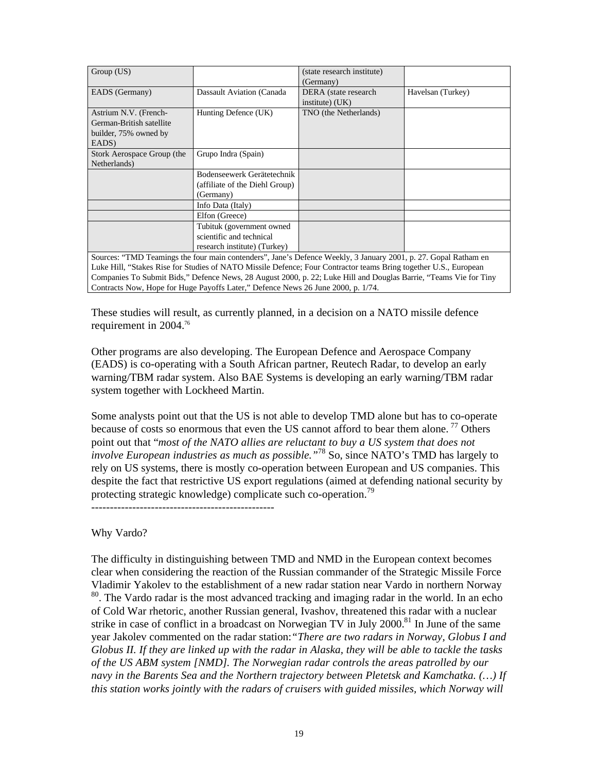| | | | |
|---|---|---|---|
| Group (US) | | (state research institute) (Germany) | |
| EADS (Germany) | Dassault Aviation (Canada | DERA (state research institute) (UK) | Havelsan (Turkey) |
| Astrium N.V. (French-German-British satellite builder, 75% owned by EADS) | Hunting Defence (UK) | TNO (the Netherlands) | |
| Stork Aerospace Group (the Netherlands) | Grupo Indra (Spain) | | |
| | Bodenseewerk Gerätetechnik (affiliate of the Diehl Group) (Germany) | | |
| | Info Data (Italy) | | |
| | Elfon (Greece) | | |
| | Tubituk (government owned scientific and technical research institute) (Turkey) | | |

Sources: "TMD Teamings the four main contenders", Jane's Defence Weekly, 3 January 2001, p. 27. Gopal Ratham en Luke Hill, "Stakes Rise for Studies of NATO Missile Defence; Four Contractor teams Bring together U.S., European Companies To Submit Bids," Defence News, 28 August 2000, p. 22; Luke Hill and Douglas Barrie, "Teams Vie for Tiny Contracts Now, Hope for Huge Payoffs Later," Defence News 26 June 2000, p. 1/74.

These studies will result, as currently planned, in a decision on a NATO missile defence requirement in 2004.[76]

Other programs are also developing. The European Defence and Aerospace Company (EADS) is co-operating with a South African partner, Reutech Radar, to develop an early warning/TBM radar system. Also BAE Systems is developing an early warning/TBM radar system together with Lockheed Martin.

Some analysts point out that the US is not able to develop TMD alone but has to co-operate because of costs so enormous that even the US cannot afford to bear them alone. [77] Others point out that "*most of the NATO allies are reluctant to buy a US system that does not involve European industries as much as possible.*"[78] So, since NATO's TMD has largely to rely on US systems, there is mostly co-operation between European and US companies. This despite the fact that restrictive US export regulations (aimed at defending national security by protecting strategic knowledge) complicate such co-operation.[79]

-------------------------------------------------

Why Vardo?

The difficulty in distinguishing between TMD and NMD in the European context becomes clear when considering the reaction of the Russian commander of the Strategic Missile Force Vladimir Yakolev to the establishment of a new radar station near Vardo in northern Norway [80]. The Vardo radar is the most advanced tracking and imaging radar in the world. In an echo of Cold War rhetoric, another Russian general, Ivashov, threatened this radar with a nuclear strike in case of conflict in a broadcast on Norwegian TV in July 2000.[81] In June of the same year Jakolev commented on the radar station:*"There are two radars in Norway, Globus I and Globus II. If they are linked up with the radar in Alaska, they will be able to tackle the tasks of the US ABM system [NMD]. The Norwegian radar controls the areas patrolled by our navy in the Barents Sea and the Northern trajectory between Pletetsk and Kamchatka. (…) If this station works jointly with the radars of cruisers with guided missiles, which Norway will*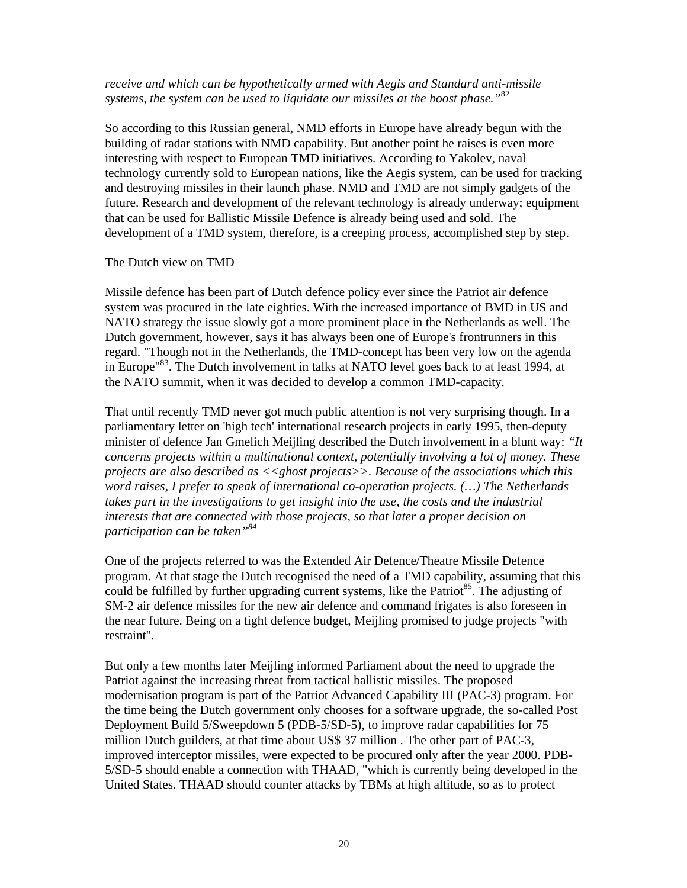*receive and which can be hypothetically armed with Aegis and Standard anti-missile systems, the system can be used to liquidate our missiles at the boost phase."*[82]

So according to this Russian general, NMD efforts in Europe have already begun with the building of radar stations with NMD capability. But another point he raises is even more interesting with respect to European TMD initiatives. According to Yakolev, naval technology currently sold to European nations, like the Aegis system, can be used for tracking and destroying missiles in their launch phase. NMD and TMD are not simply gadgets of the future. Research and development of the relevant technology is already underway; equipment that can be used for Ballistic Missile Defence is already being used and sold. The development of a TMD system, therefore, is a creeping process, accomplished step by step.

## The Dutch view on TMD

Missile defence has been part of Dutch defence policy ever since the Patriot air defence system was procured in the late eighties. With the increased importance of BMD in US and NATO strategy the issue slowly got a more prominent place in the Netherlands as well. The Dutch government, however, says it has always been one of Europe's frontrunners in this regard. "Though not in the Netherlands, the TMD-concept has been very low on the agenda in Europe"[83]. The Dutch involvement in talks at NATO level goes back to at least 1994, at the NATO summit, when it was decided to develop a common TMD-capacity.

That until recently TMD never got much public attention is not very surprising though. In a parliamentary letter on 'high tech' international research projects in early 1995, then-deputy minister of defence Jan Gmelich Meijling described the Dutch involvement in a blunt way: *"It concerns projects within a multinational context, potentially involving a lot of money. These projects are also described as <<ghost projects>>. Because of the associations which this word raises, I prefer to speak of international co-operation projects. (…) The Netherlands takes part in the investigations to get insight into the use, the costs and the industrial interests that are connected with those projects, so that later a proper decision on participation can be taken"*[84]

One of the projects referred to was the Extended Air Defence/Theatre Missile Defence program. At that stage the Dutch recognised the need of a TMD capability, assuming that this could be fulfilled by further upgrading current systems, like the Patriot[85]. The adjusting of SM-2 air defence missiles for the new air defence and command frigates is also foreseen in the near future. Being on a tight defence budget, Meijling promised to judge projects "with restraint".

But only a few months later Meijling informed Parliament about the need to upgrade the Patriot against the increasing threat from tactical ballistic missiles. The proposed modernisation program is part of the Patriot Advanced Capability III (PAC-3) program. For the time being the Dutch government only chooses for a software upgrade, the so-called Post Deployment Build 5/Sweepdown 5 (PDB-5/SD-5), to improve radar capabilities for 75 million Dutch guilders, at that time about US$ 37 million . The other part of PAC-3, improved interceptor missiles, were expected to be procured only after the year 2000. PDB-5/SD-5 should enable a connection with THAAD, "which is currently being developed in the United States. THAAD should counter attacks by TBMs at high altitude, so as to protect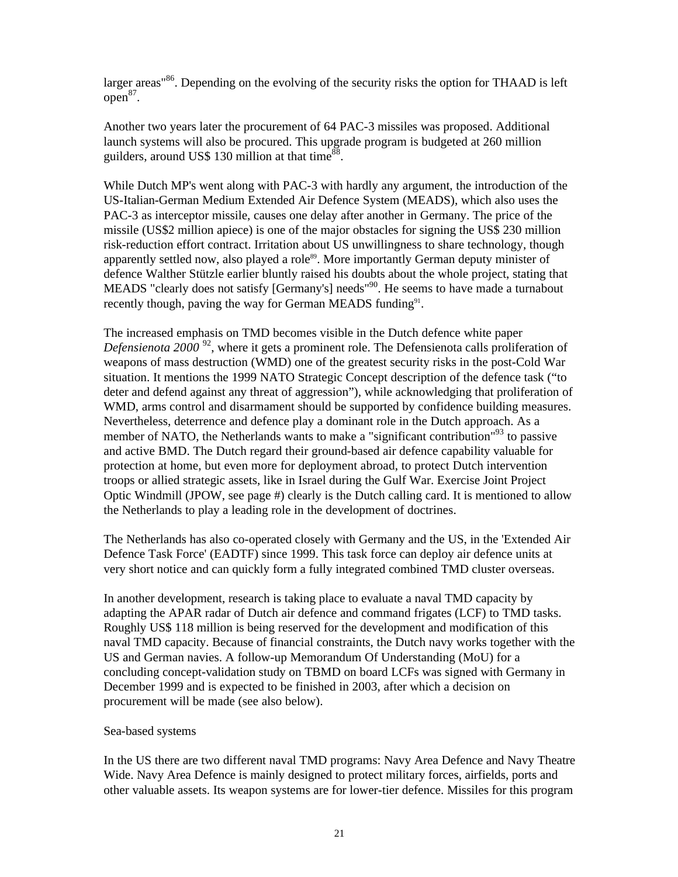larger areas"[86]. Depending on the evolving of the security risks the option for THAAD is left open[87].

Another two years later the procurement of 64 PAC-3 missiles was proposed. Additional launch systems will also be procured. This upgrade program is budgeted at 260 million guilders, around US$ 130 million at that time[88].

While Dutch MP's went along with PAC-3 with hardly any argument, the introduction of the US-Italian-German Medium Extended Air Defence System (MEADS), which also uses the PAC-3 as interceptor missile, causes one delay after another in Germany. The price of the missile (US$2 million apiece) is one of the major obstacles for signing the US$ 230 million risk-reduction effort contract. Irritation about US unwillingness to share technology, though apparently settled now, also played a role[89]. More importantly German deputy minister of defence Walther Stützle earlier bluntly raised his doubts about the whole project, stating that MEADS "clearly does not satisfy [Germany's] needs"[90]. He seems to have made a turnabout recently though, paving the way for German MEADS funding[91].

The increased emphasis on TMD becomes visible in the Dutch defence white paper *Defensienota 2000* [92], where it gets a prominent role. The Defensienota calls proliferation of weapons of mass destruction (WMD) one of the greatest security risks in the post-Cold War situation. It mentions the 1999 NATO Strategic Concept description of the defence task ("to deter and defend against any threat of aggression"), while acknowledging that proliferation of WMD, arms control and disarmament should be supported by confidence building measures. Nevertheless, deterrence and defence play a dominant role in the Dutch approach. As a member of NATO, the Netherlands wants to make a "significant contribution"[93] to passive and active BMD. The Dutch regard their ground-based air defence capability valuable for protection at home, but even more for deployment abroad, to protect Dutch intervention troops or allied strategic assets, like in Israel during the Gulf War. Exercise Joint Project Optic Windmill (JPOW, see page #) clearly is the Dutch calling card. It is mentioned to allow the Netherlands to play a leading role in the development of doctrines.

The Netherlands has also co-operated closely with Germany and the US, in the 'Extended Air Defence Task Force' (EADTF) since 1999. This task force can deploy air defence units at very short notice and can quickly form a fully integrated combined TMD cluster overseas.

In another development, research is taking place to evaluate a naval TMD capacity by adapting the APAR radar of Dutch air defence and command frigates (LCF) to TMD tasks. Roughly US$ 118 million is being reserved for the development and modification of this naval TMD capacity. Because of financial constraints, the Dutch navy works together with the US and German navies. A follow-up Memorandum Of Understanding (MoU) for a concluding concept-validation study on TBMD on board LCFs was signed with Germany in December 1999 and is expected to be finished in 2003, after which a decision on procurement will be made (see also below).

Sea-based systems

In the US there are two different naval TMD programs: Navy Area Defence and Navy Theatre Wide. Navy Area Defence is mainly designed to protect military forces, airfields, ports and other valuable assets. Its weapon systems are for lower-tier defence. Missiles for this program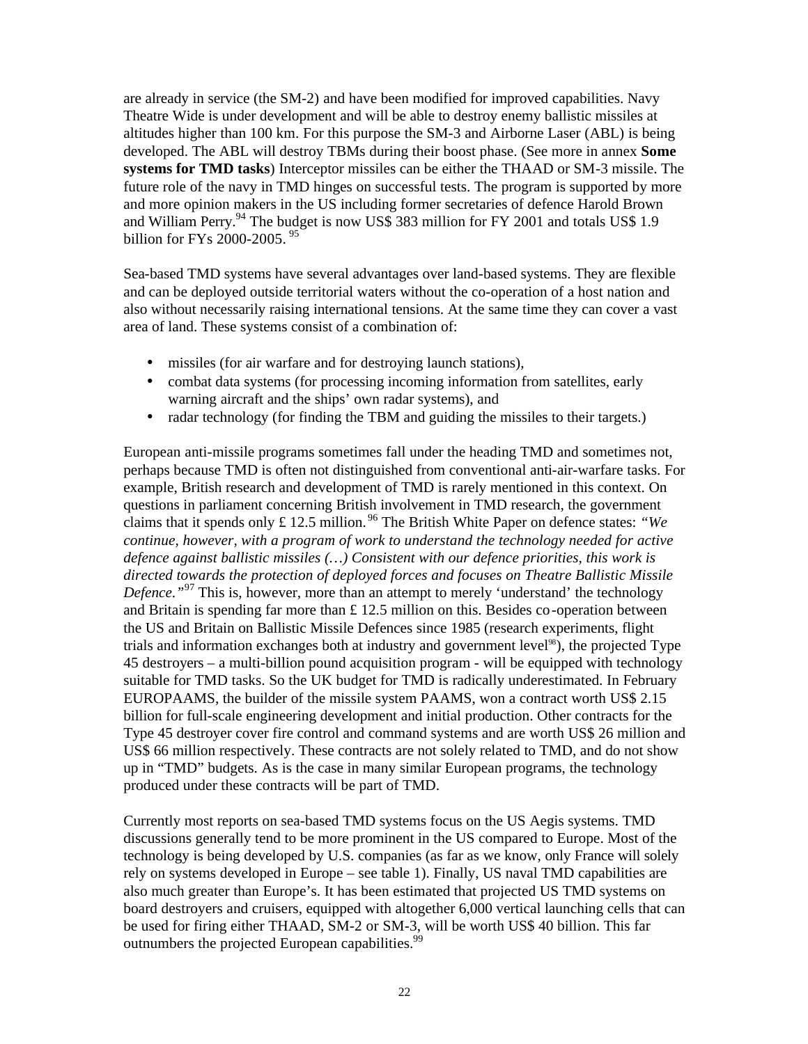are already in service (the SM-2) and have been modified for improved capabilities. Navy Theatre Wide is under development and will be able to destroy enemy ballistic missiles at altitudes higher than 100 km. For this purpose the SM-3 and Airborne Laser (ABL) is being developed. The ABL will destroy TBMs during their boost phase. (See more in annex **Some systems for TMD tasks**) Interceptor missiles can be either the THAAD or SM-3 missile. The future role of the navy in TMD hinges on successful tests. The program is supported by more and more opinion makers in the US including former secretaries of defence Harold Brown and William Perry.[94] The budget is now US$ 383 million for FY 2001 and totals US$ 1.9 billion for FYs 2000-2005. [95]

Sea-based TMD systems have several advantages over land-based systems. They are flexible and can be deployed outside territorial waters without the co-operation of a host nation and also without necessarily raising international tensions. At the same time they can cover a vast area of land. These systems consist of a combination of:

- missiles (for air warfare and for destroying launch stations),
- combat data systems (for processing incoming information from satellites, early warning aircraft and the ships' own radar systems), and
- radar technology (for finding the TBM and guiding the missiles to their targets.)

European anti-missile programs sometimes fall under the heading TMD and sometimes not, perhaps because TMD is often not distinguished from conventional anti-air-warfare tasks. For example, British research and development of TMD is rarely mentioned in this context. On questions in parliament concerning British involvement in TMD research, the government claims that it spends only £ 12.5 million.[96] The British White Paper on defence states: *"We continue, however, with a program of work to understand the technology needed for active defence against ballistic missiles (…) Consistent with our defence priorities, this work is directed towards the protection of deployed forces and focuses on Theatre Ballistic Missile Defence."*[97] This is, however, more than an attempt to merely 'understand' the technology and Britain is spending far more than £ 12.5 million on this. Besides co-operation between the US and Britain on Ballistic Missile Defences since 1985 (research experiments, flight trials and information exchanges both at industry and government level[98]), the projected Type 45 destroyers – a multi-billion pound acquisition program - will be equipped with technology suitable for TMD tasks. So the UK budget for TMD is radically underestimated. In February EUROPAAMS, the builder of the missile system PAAMS, won a contract worth US$ 2.15 billion for full-scale engineering development and initial production. Other contracts for the Type 45 destroyer cover fire control and command systems and are worth US$ 26 million and US$ 66 million respectively. These contracts are not solely related to TMD, and do not show up in "TMD" budgets. As is the case in many similar European programs, the technology produced under these contracts will be part of TMD.

Currently most reports on sea-based TMD systems focus on the US Aegis systems. TMD discussions generally tend to be more prominent in the US compared to Europe. Most of the technology is being developed by U.S. companies (as far as we know, only France will solely rely on systems developed in Europe – see table 1). Finally, US naval TMD capabilities are also much greater than Europe's. It has been estimated that projected US TMD systems on board destroyers and cruisers, equipped with altogether 6,000 vertical launching cells that can be used for firing either THAAD, SM-2 or SM-3, will be worth US$ 40 billion. This far outnumbers the projected European capabilities.[99]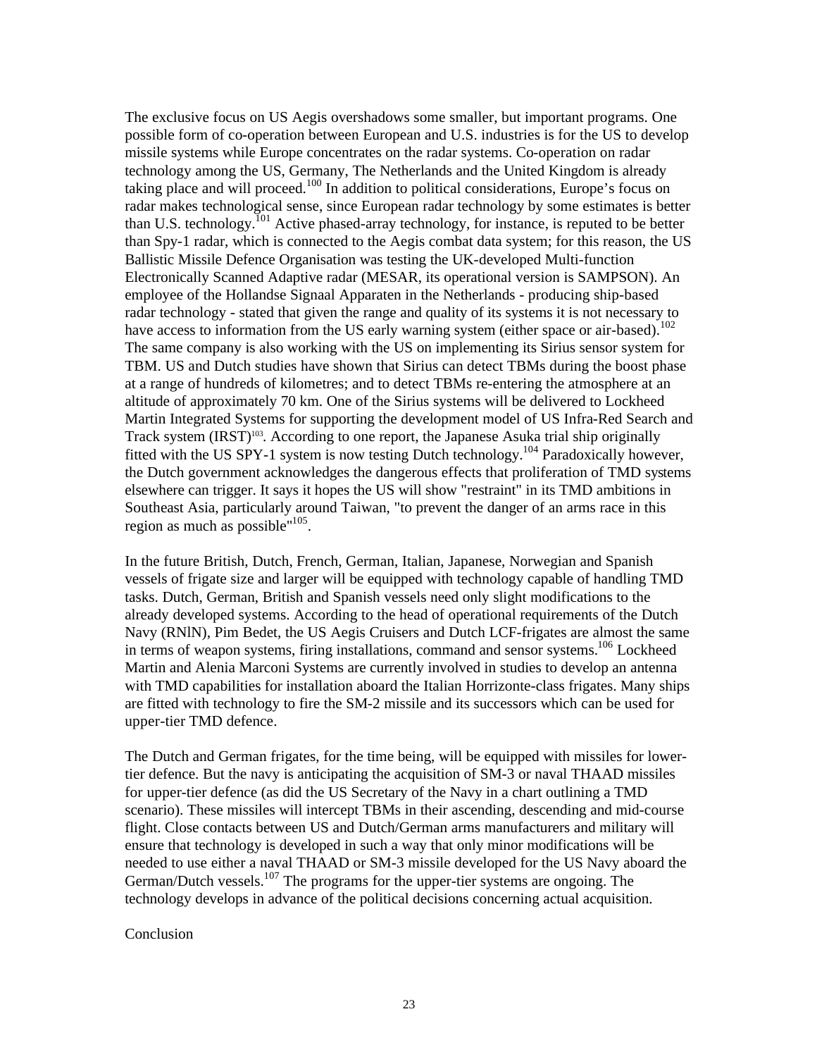The exclusive focus on US Aegis overshadows some smaller, but important programs. One possible form of co-operation between European and U.S. industries is for the US to develop missile systems while Europe concentrates on the radar systems. Co-operation on radar technology among the US, Germany, The Netherlands and the United Kingdom is already taking place and will proceed.[100] In addition to political considerations, Europe's focus on radar makes technological sense, since European radar technology by some estimates is better than U.S. technology.[101] Active phased-array technology, for instance, is reputed to be better than Spy-1 radar, which is connected to the Aegis combat data system; for this reason, the US Ballistic Missile Defence Organisation was testing the UK-developed Multi-function Electronically Scanned Adaptive radar (MESAR, its operational version is SAMPSON). An employee of the Hollandse Signaal Apparaten in the Netherlands - producing ship-based radar technology - stated that given the range and quality of its systems it is not necessary to have access to information from the US early warning system (either space or air-based).[102] The same company is also working with the US on implementing its Sirius sensor system for TBM. US and Dutch studies have shown that Sirius can detect TBMs during the boost phase at a range of hundreds of kilometres; and to detect TBMs re-entering the atmosphere at an altitude of approximately 70 km. One of the Sirius systems will be delivered to Lockheed Martin Integrated Systems for supporting the development model of US Infra-Red Search and Track system (IRST)[103]. According to one report, the Japanese Asuka trial ship originally fitted with the US SPY-1 system is now testing Dutch technology.[104] Paradoxically however, the Dutch government acknowledges the dangerous effects that proliferation of TMD systems elsewhere can trigger. It says it hopes the US will show "restraint" in its TMD ambitions in Southeast Asia, particularly around Taiwan, "to prevent the danger of an arms race in this region as much as possible"[105].

In the future British, Dutch, French, German, Italian, Japanese, Norwegian and Spanish vessels of frigate size and larger will be equipped with technology capable of handling TMD tasks. Dutch, German, British and Spanish vessels need only slight modifications to the already developed systems. According to the head of operational requirements of the Dutch Navy (RNlN), Pim Bedet, the US Aegis Cruisers and Dutch LCF-frigates are almost the same in terms of weapon systems, firing installations, command and sensor systems.[106] Lockheed Martin and Alenia Marconi Systems are currently involved in studies to develop an antenna with TMD capabilities for installation aboard the Italian Horrizonte-class frigates. Many ships are fitted with technology to fire the SM-2 missile and its successors which can be used for upper-tier TMD defence.

The Dutch and German frigates, for the time being, will be equipped with missiles for lower-tier defence. But the navy is anticipating the acquisition of SM-3 or naval THAAD missiles for upper-tier defence (as did the US Secretary of the Navy in a chart outlining a TMD scenario). These missiles will intercept TBMs in their ascending, descending and mid-course flight. Close contacts between US and Dutch/German arms manufacturers and military will ensure that technology is developed in such a way that only minor modifications will be needed to use either a naval THAAD or SM-3 missile developed for the US Navy aboard the German/Dutch vessels.[107] The programs for the upper-tier systems are ongoing. The technology develops in advance of the political decisions concerning actual acquisition.

## Conclusion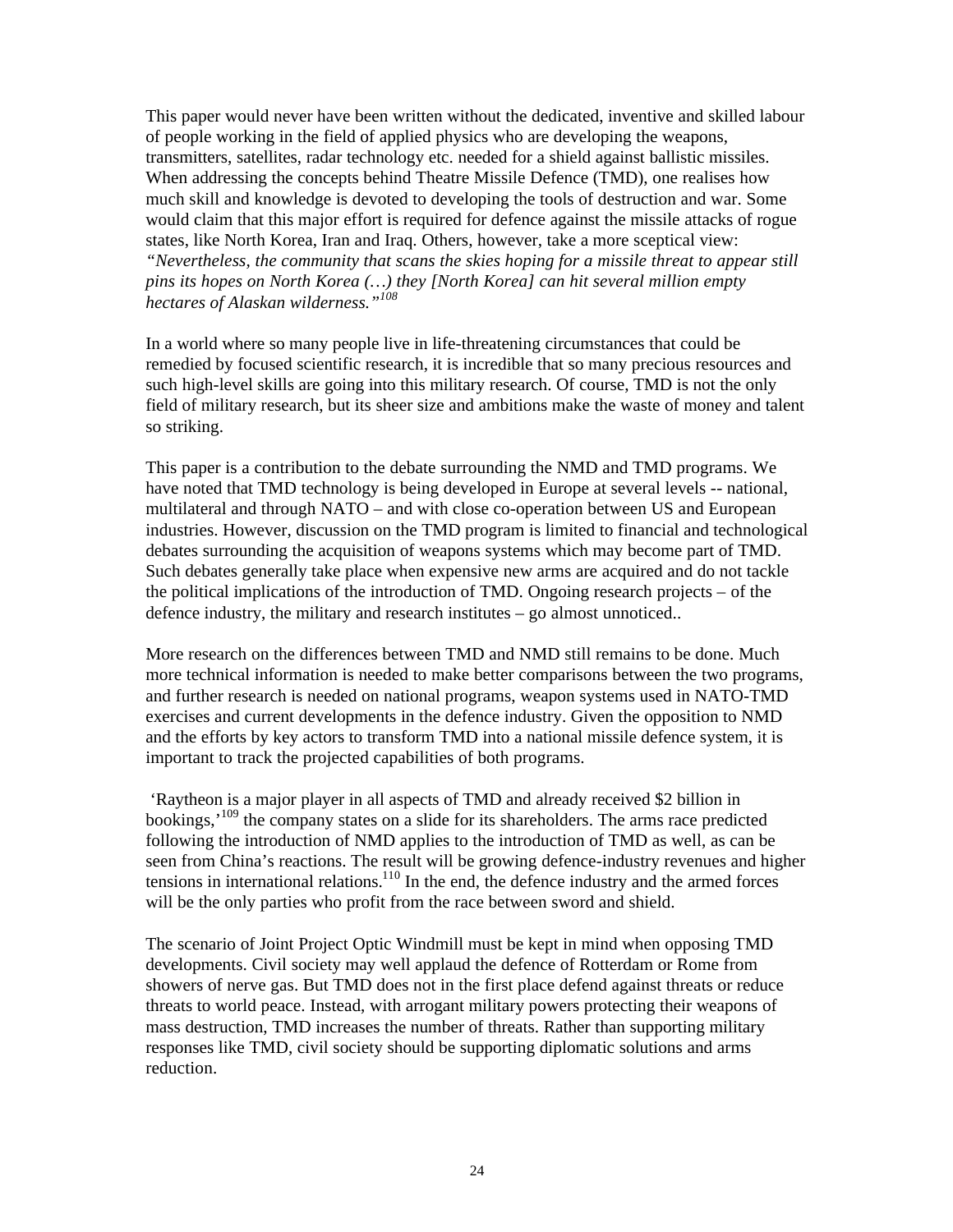This paper would never have been written without the dedicated, inventive and skilled labour of people working in the field of applied physics who are developing the weapons, transmitters, satellites, radar technology etc. needed for a shield against ballistic missiles. When addressing the concepts behind Theatre Missile Defence (TMD), one realises how much skill and knowledge is devoted to developing the tools of destruction and war. Some would claim that this major effort is required for defence against the missile attacks of rogue states, like North Korea, Iran and Iraq. Others, however, take a more sceptical view: *"Nevertheless, the community that scans the skies hoping for a missile threat to appear still pins its hopes on North Korea (…) they [North Korea] can hit several million empty hectares of Alaskan wilderness."*[108]

In a world where so many people live in life-threatening circumstances that could be remedied by focused scientific research, it is incredible that so many precious resources and such high-level skills are going into this military research. Of course, TMD is not the only field of military research, but its sheer size and ambitions make the waste of money and talent so striking.

This paper is a contribution to the debate surrounding the NMD and TMD programs. We have noted that TMD technology is being developed in Europe at several levels -- national, multilateral and through NATO – and with close co-operation between US and European industries. However, discussion on the TMD program is limited to financial and technological debates surrounding the acquisition of weapons systems which may become part of TMD. Such debates generally take place when expensive new arms are acquired and do not tackle the political implications of the introduction of TMD. Ongoing research projects – of the defence industry, the military and research institutes – go almost unnoticed..

More research on the differences between TMD and NMD still remains to be done. Much more technical information is needed to make better comparisons between the two programs, and further research is needed on national programs, weapon systems used in NATO-TMD exercises and current developments in the defence industry. Given the opposition to NMD and the efforts by key actors to transform TMD into a national missile defence system, it is important to track the projected capabilities of both programs.

'Raytheon is a major player in all aspects of TMD and already received $2 billion in bookings,'[109] the company states on a slide for its shareholders. The arms race predicted following the introduction of NMD applies to the introduction of TMD as well, as can be seen from China's reactions. The result will be growing defence-industry revenues and higher tensions in international relations.[110] In the end, the defence industry and the armed forces will be the only parties who profit from the race between sword and shield.

The scenario of Joint Project Optic Windmill must be kept in mind when opposing TMD developments. Civil society may well applaud the defence of Rotterdam or Rome from showers of nerve gas. But TMD does not in the first place defend against threats or reduce threats to world peace. Instead, with arrogant military powers protecting their weapons of mass destruction, TMD increases the number of threats. Rather than supporting military responses like TMD, civil society should be supporting diplomatic solutions and arms reduction.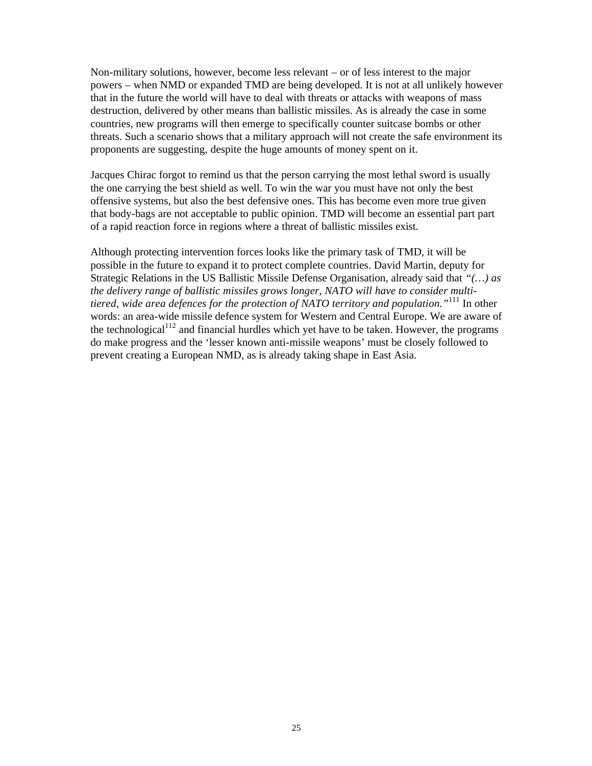Non-military solutions, however, become less relevant – or of less interest to the major powers – when NMD or expanded TMD are being developed. It is not at all unlikely however that in the future the world will have to deal with threats or attacks with weapons of mass destruction, delivered by other means than ballistic missiles. As is already the case in some countries, new programs will then emerge to specifically counter suitcase bombs or other threats. Such a scenario shows that a military approach will not create the safe environment its proponents are suggesting, despite the huge amounts of money spent on it.

Jacques Chirac forgot to remind us that the person carrying the most lethal sword is usually the one carrying the best shield as well. To win the war you must have not only the best offensive systems, but also the best defensive ones. This has become even more true given that body-bags are not acceptable to public opinion. TMD will become an essential part part of a rapid reaction force in regions where a threat of ballistic missiles exist.

Although protecting intervention forces looks like the primary task of TMD, it will be possible in the future to expand it to protect complete countries. David Martin, deputy for Strategic Relations in the US Ballistic Missile Defense Organisation, already said that *"(…) as the delivery range of ballistic missiles grows longer, NATO will have to consider multi-tiered, wide area defences for the protection of NATO territory and population."*[111] In other words: an area-wide missile defence system for Western and Central Europe. We are aware of the technological[112] and financial hurdles which yet have to be taken. However, the programs do make progress and the 'lesser known anti-missile weapons' must be closely followed to prevent creating a European NMD, as is already taking shape in East Asia.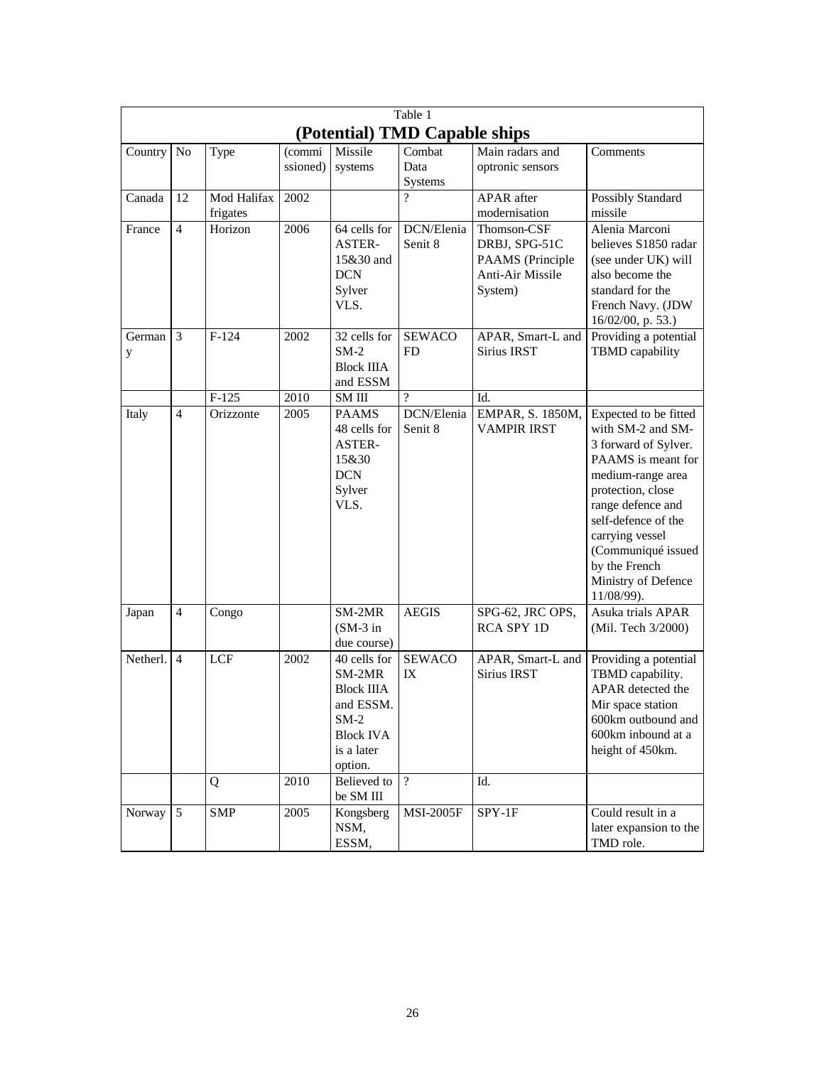Table 1

## (Potential) TMD Capable ships

| Country | No | Type | (commissioned) | Missile systems | Combat Data Systems | Main radars and optronic sensors | Comments |
|---|---|---|---|---|---|---|---|
| Canada | 12 | Mod Halifax frigates | 2002 | | ? | APAR after modernisation | Possibly Standard missile |
| France | 4 | Horizon | 2006 | 64 cells for ASTER-15&30 and DCN Sylver VLS. | DCN/Elenia Senit 8 | Thomson-CSF DRBJ, SPG-51C PAAMS (Principle Anti-Air Missile System) | Alenia Marconi believes S1850 radar (see under UK) will also become the standard for the French Navy. (JDW 16/02/00, p. 53.) |
| Germany | 3 | F-124 | 2002 | 32 cells for SM-2 Block IIIA and ESSM | SEWACO FD | APAR, Smart-L and Sirius IRST | Providing a potential TBMD capability |
| | | F-125 | 2010 | SM III | ? | Id. | |
| Italy | 4 | Orizzonte | 2005 | PAAMS 48 cells for ASTER-15&30 DCN Sylver VLS. | DCN/Elenia Senit 8 | EMPAR, S. 1850M, VAMPIR IRST | Expected to be fitted with SM-2 and SM-3 forward of Sylver. PAAMS is meant for medium-range area protection, close range defence and self-defence of the carrying vessel (Communiqué issued by the French Ministry of Defence 11/08/99). |
| Japan | 4 | Congo | | SM-2MR (SM-3 in due course) | AEGIS | SPG-62, JRC OPS, RCA SPY 1D | Asuka trials APAR (Mil. Tech 3/2000) |
| Netherl. | 4 | LCF | 2002 | 40 cells for SM-2MR Block IIIA and ESSM. SM-2 Block IVA is a later option. | SEWACO IX | APAR, Smart-L and Sirius IRST | Providing a potential TBMD capability. APAR detected the Mir space station 600km outbound and 600km inbound at a height of 450km. |
| | | Q | 2010 | Believed to be SM III | ? | Id. | |
| Norway | 5 | SMP | 2005 | Kongsberg NSM, ESSM, | MSI-2005F | SPY-1F | Could result in a later expansion to the TMD role. |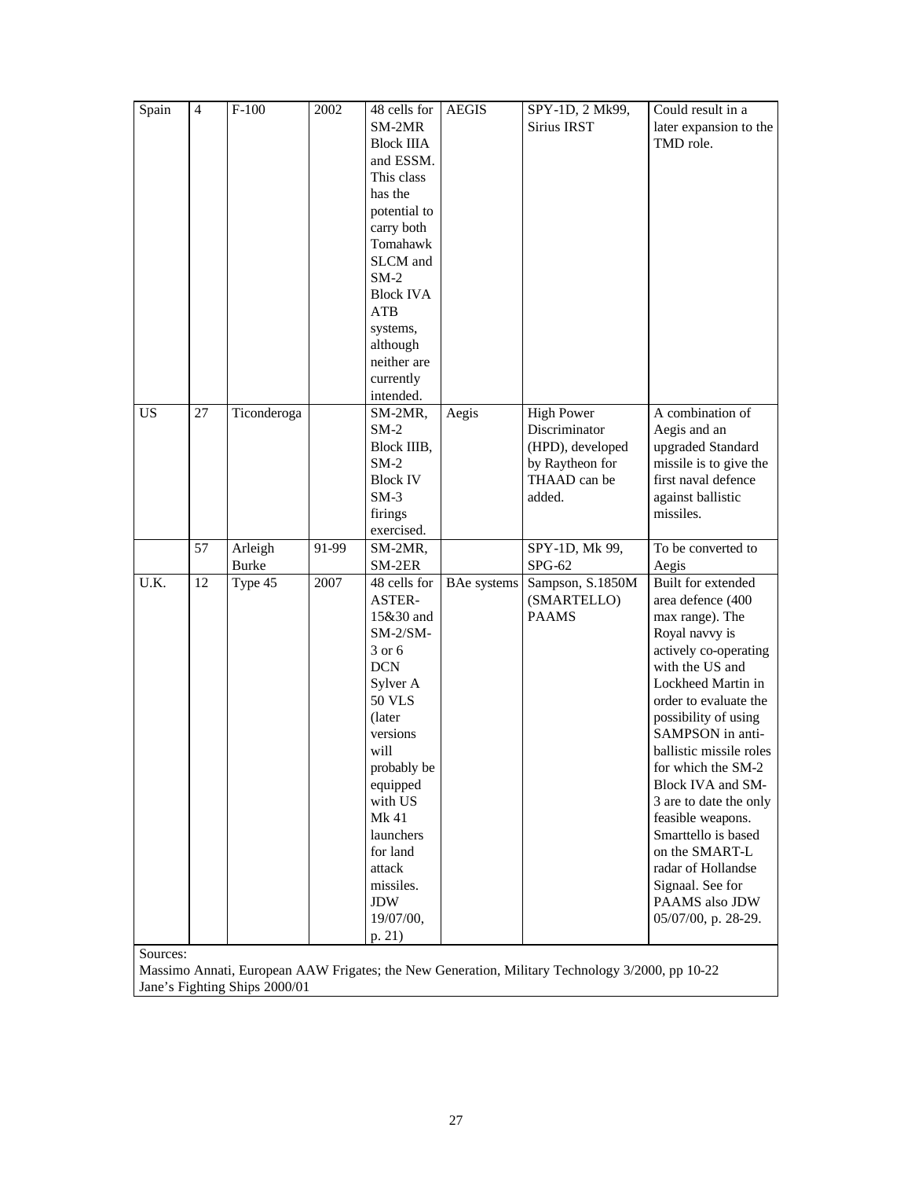| Spain | 4 | F-100 | 2002 | 48 cells for SM-2MR Block IIIA and ESSM. This class has the potential to carry both Tomahawk SLCM and SM-2 Block IVA ATB systems, although neither are currently intended. | AEGIS | SPY-1D, 2 Mk99, Sirius IRST | Could result in a later expansion to the TMD role. |
|---|---|---|---|---|---|---|---|
| US | 27 | Ticonderoga | | SM-2MR, SM-2 Block IIIB, SM-2 Block IV SM-3 firings exercised. | Aegis | High Power Discriminator (HPD), developed by Raytheon for THAAD can be added. | A combination of Aegis and an upgraded Standard missile is to give the first naval defence against ballistic missiles. |
| | 57 | Arleigh Burke | 91-99 | SM-2MR, SM-2ER | | SPY-1D, Mk 99, SPG-62 | To be converted to Aegis |
| U.K. | 12 | Type 45 | 2007 | 48 cells for ASTER-15&30 and SM-2/SM-3 or 6 DCN Sylver A 50 VLS (later versions will probably be equipped with US Mk 41 launchers for land attack missiles. JDW 19/07/00, p. 21) | BAe systems | Sampson, S.1850M (SMARTELLO) PAAMS | Built for extended area defence (400 max range). The Royal navvy is actively co-operating with the US and Lockheed Martin in order to evaluate the possibility of using SAMPSON in anti-ballistic missile roles for which the SM-2 Block IVA and SM-3 are to date the only feasible weapons. Smarttello is based on the SMART-L radar of Hollandse Signaal. See for PAAMS also JDW 05/07/00, p. 28-29. |

Sources:
Massimo Annati, European AAW Frigates; the New Generation, Military Technology 3/2000, pp 10-22
Jane's Fighting Ships 2000/01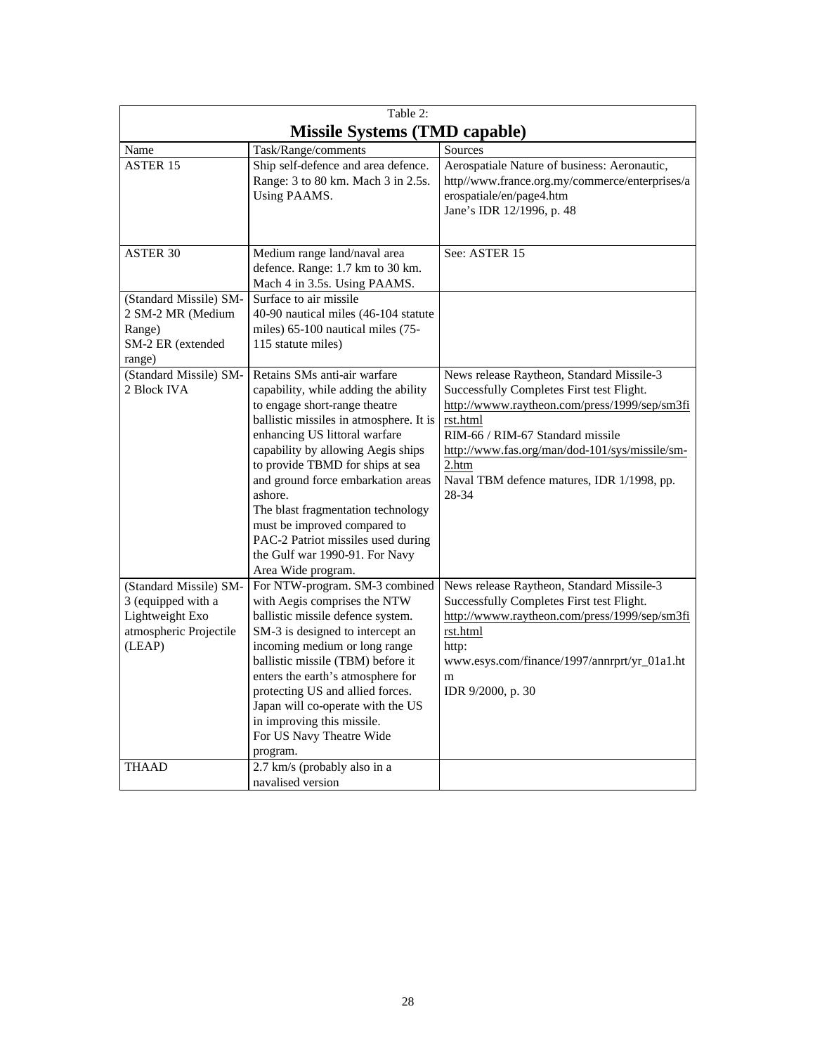Table 2:

**Missile Systems (TMD capable)**

| Name | Task/Range/comments | Sources |
|---|---|---|
| ASTER 15 | Ship self-defence and area defence. Range: 3 to 80 km. Mach 3 in 2.5s. Using PAAMS. | Aerospatiale Nature of business: Aeronautic, http//www.france.org.my/commerce/enterprises/aerospatiale/en/page4.htm Jane's IDR 12/1996, p. 48 |
| ASTER 30 | Medium range land/naval area defence. Range: 1.7 km to 30 km. Mach 4 in 3.5s. Using PAAMS. | See: ASTER 15 |
| (Standard Missile) SM-2 SM-2 MR (Medium Range) SM-2 ER (extended range) | Surface to air missile 40-90 nautical miles (46-104 statute miles) 65-100 nautical miles (75-115 statute miles) | |
| (Standard Missile) SM-2 Block IVA | Retains SMs anti-air warfare capability, while adding the ability to engage short-range theatre ballistic missiles in atmosphere. It is enhancing US littoral warfare capability by allowing Aegis ships to provide TBMD for ships at sea and ground force embarkation areas ashore. The blast fragmentation technology must be improved compared to PAC-2 Patriot missiles used during the Gulf war 1990-91. For Navy Area Wide program. | News release Raytheon, Standard Missile-3 Successfully Completes First test Flight. http://wwww.raytheon.com/press/1999/sep/sm3first.html RIM-66 / RIM-67 Standard missile http://www.fas.org/man/dod-101/sys/missile/sm-2.htm Naval TBM defence matures, IDR 1/1998, pp. 28-34 |
| (Standard Missile) SM-3 (equipped with a Lightweight Exo atmospheric Projectile (LEAP) | For NTW-program. SM-3 combined with Aegis comprises the NTW ballistic missile defence system. SM-3 is designed to intercept an incoming medium or long range ballistic missile (TBM) before it enters the earth's atmosphere for protecting US and allied forces. Japan will co-operate with the US in improving this missile. For US Navy Theatre Wide program. | News release Raytheon, Standard Missile-3 Successfully Completes First test Flight. http://wwww.raytheon.com/press/1999/sep/sm3first.html http: www.esys.com/finance/1997/annrprt/yr_01a1.htm IDR 9/2000, p. 30 |
| THAAD | 2.7 km/s (probably also in a navalised version | |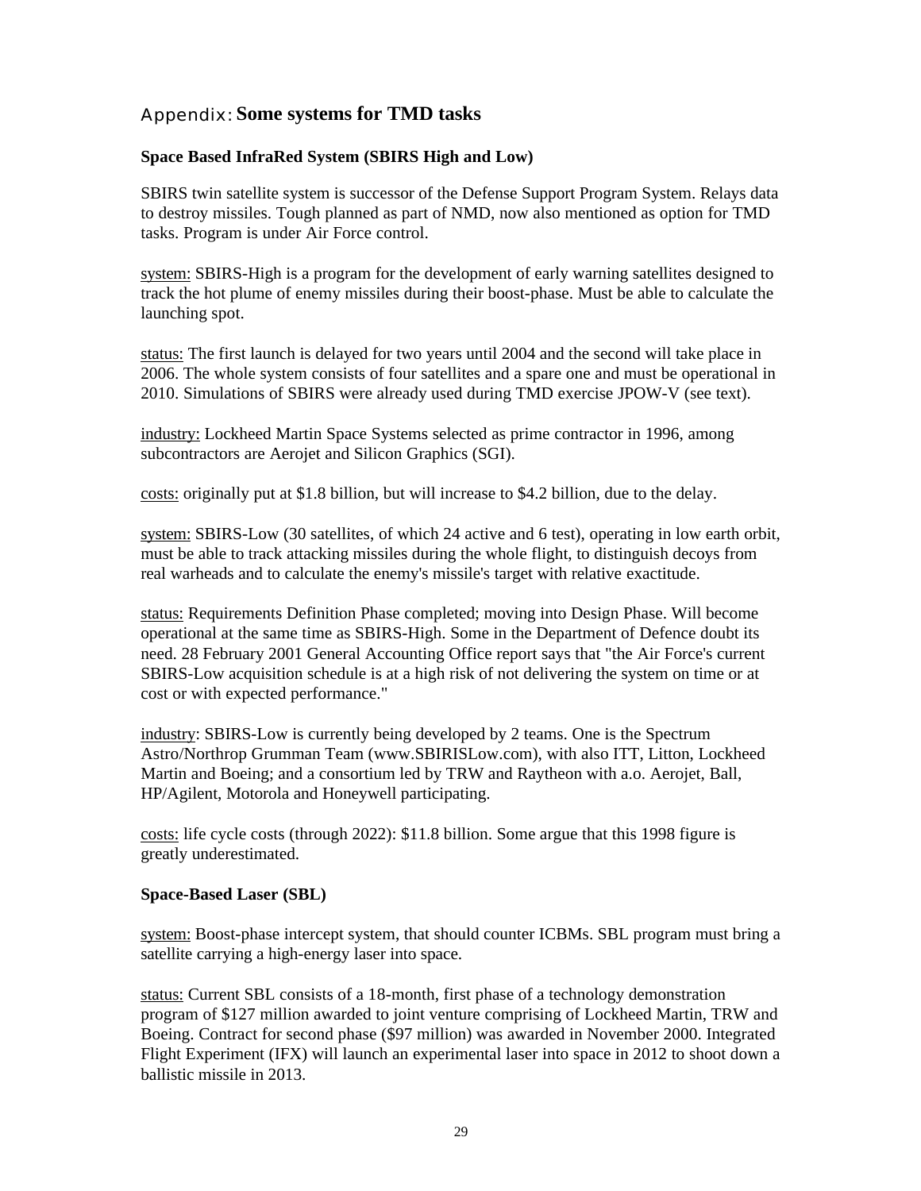## Appendix: Some systems for TMD tasks

### Space Based InfraRed System (SBIRS High and Low)

SBIRS twin satellite system is successor of the Defense Support Program System. Relays data to destroy missiles. Tough planned as part of NMD, now also mentioned as option for TMD tasks. Program is under Air Force control.

system: SBIRS-High is a program for the development of early warning satellites designed to track the hot plume of enemy missiles during their boost-phase. Must be able to calculate the launching spot.

status: The first launch is delayed for two years until 2004 and the second will take place in 2006. The whole system consists of four satellites and a spare one and must be operational in 2010. Simulations of SBIRS were already used during TMD exercise JPOW-V (see text).

industry: Lockheed Martin Space Systems selected as prime contractor in 1996, among subcontractors are Aerojet and Silicon Graphics (SGI).

costs: originally put at $1.8 billion, but will increase to $4.2 billion, due to the delay.

system: SBIRS-Low (30 satellites, of which 24 active and 6 test), operating in low earth orbit, must be able to track attacking missiles during the whole flight, to distinguish decoys from real warheads and to calculate the enemy's missile's target with relative exactitude.

status: Requirements Definition Phase completed; moving into Design Phase. Will become operational at the same time as SBIRS-High. Some in the Department of Defence doubt its need. 28 February 2001 General Accounting Office report says that "the Air Force's current SBIRS-Low acquisition schedule is at a high risk of not delivering the system on time or at cost or with expected performance."

industry: SBIRS-Low is currently being developed by 2 teams. One is the Spectrum Astro/Northrop Grumman Team (www.SBIRISLow.com), with also ITT, Litton, Lockheed Martin and Boeing; and a consortium led by TRW and Raytheon with a.o. Aerojet, Ball, HP/Agilent, Motorola and Honeywell participating.

costs: life cycle costs (through 2022): $11.8 billion. Some argue that this 1998 figure is greatly underestimated.

### Space-Based Laser (SBL)

system: Boost-phase intercept system, that should counter ICBMs. SBL program must bring a satellite carrying a high-energy laser into space.

status: Current SBL consists of a 18-month, first phase of a technology demonstration program of $127 million awarded to joint venture comprising of Lockheed Martin, TRW and Boeing. Contract for second phase ($97 million) was awarded in November 2000. Integrated Flight Experiment (IFX) will launch an experimental laser into space in 2012 to shoot down a ballistic missile in 2013.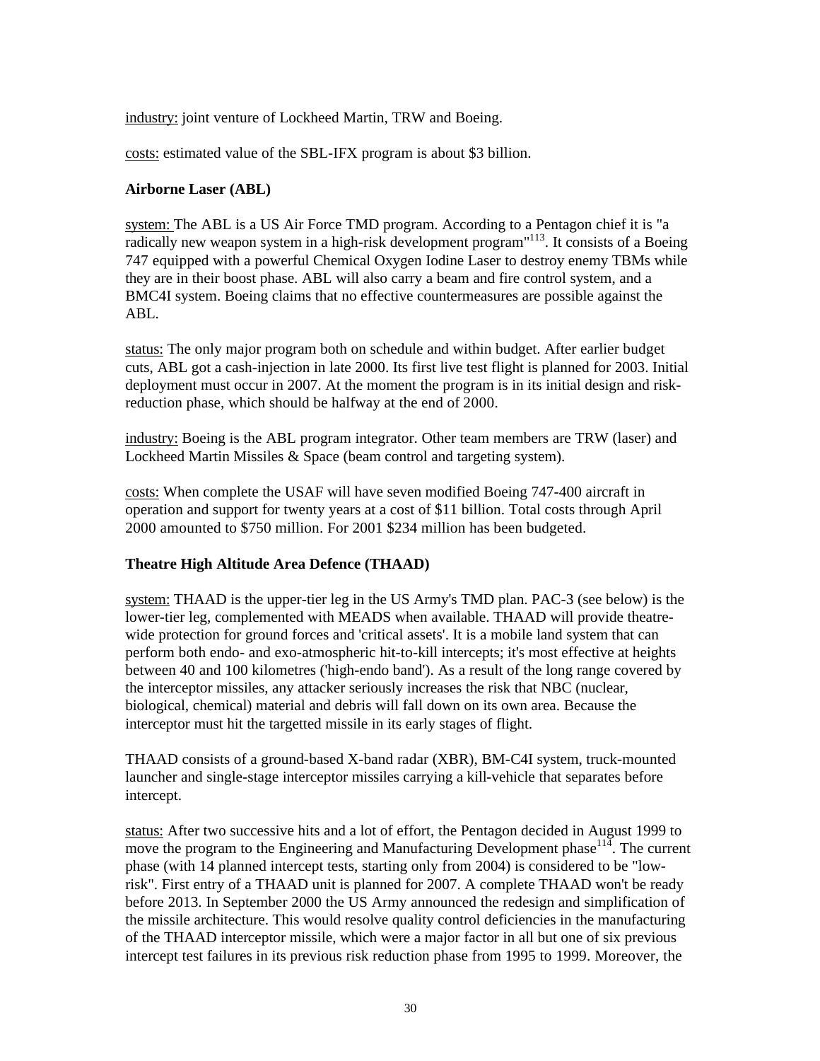industry: joint venture of Lockheed Martin, TRW and Boeing.

costs: estimated value of the SBL-IFX program is about $3 billion.

**Airborne Laser (ABL)**

system: The ABL is a US Air Force TMD program. According to a Pentagon chief it is "a radically new weapon system in a high-risk development program"[113]. It consists of a Boeing 747 equipped with a powerful Chemical Oxygen Iodine Laser to destroy enemy TBMs while they are in their boost phase. ABL will also carry a beam and fire control system, and a BMC4I system. Boeing claims that no effective countermeasures are possible against the ABL.

status: The only major program both on schedule and within budget. After earlier budget cuts, ABL got a cash-injection in late 2000. Its first live test flight is planned for 2003. Initial deployment must occur in 2007. At the moment the program is in its initial design and risk-reduction phase, which should be halfway at the end of 2000.

industry: Boeing is the ABL program integrator. Other team members are TRW (laser) and Lockheed Martin Missiles & Space (beam control and targeting system).

costs: When complete the USAF will have seven modified Boeing 747-400 aircraft in operation and support for twenty years at a cost of $11 billion. Total costs through April 2000 amounted to $750 million. For 2001 $234 million has been budgeted.

**Theatre High Altitude Area Defence (THAAD)**

system: THAAD is the upper-tier leg in the US Army's TMD plan. PAC-3 (see below) is the lower-tier leg, complemented with MEADS when available. THAAD will provide theatre-wide protection for ground forces and 'critical assets'. It is a mobile land system that can perform both endo- and exo-atmospheric hit-to-kill intercepts; it's most effective at heights between 40 and 100 kilometres ('high-endo band'). As a result of the long range covered by the interceptor missiles, any attacker seriously increases the risk that NBC (nuclear, biological, chemical) material and debris will fall down on its own area. Because the interceptor must hit the targetted missile in its early stages of flight.

THAAD consists of a ground-based X-band radar (XBR), BM-C4I system, truck-mounted launcher and single-stage interceptor missiles carrying a kill-vehicle that separates before intercept.

status: After two successive hits and a lot of effort, the Pentagon decided in August 1999 to move the program to the Engineering and Manufacturing Development phase[114]. The current phase (with 14 planned intercept tests, starting only from 2004) is considered to be "low-risk". First entry of a THAAD unit is planned for 2007. A complete THAAD won't be ready before 2013. In September 2000 the US Army announced the redesign and simplification of the missile architecture. This would resolve quality control deficiencies in the manufacturing of the THAAD interceptor missile, which were a major factor in all but one of six previous intercept test failures in its previous risk reduction phase from 1995 to 1999. Moreover, the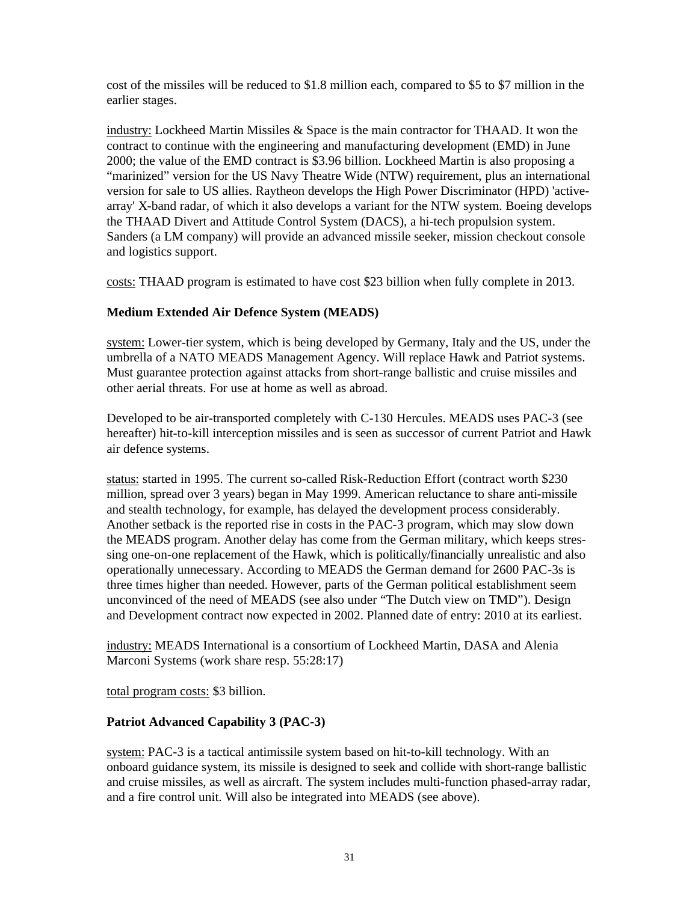cost of the missiles will be reduced to $1.8 million each, compared to $5 to $7 million in the earlier stages.

industry: Lockheed Martin Missiles & Space is the main contractor for THAAD. It won the contract to continue with the engineering and manufacturing development (EMD) in June 2000; the value of the EMD contract is $3.96 billion. Lockheed Martin is also proposing a "marinized" version for the US Navy Theatre Wide (NTW) requirement, plus an international version for sale to US allies. Raytheon develops the High Power Discriminator (HPD) 'active-array' X-band radar, of which it also develops a variant for the NTW system. Boeing develops the THAAD Divert and Attitude Control System (DACS), a hi-tech propulsion system. Sanders (a LM company) will provide an advanced missile seeker, mission checkout console and logistics support.

costs: THAAD program is estimated to have cost $23 billion when fully complete in 2013.

### Medium Extended Air Defence System (MEADS)

system: Lower-tier system, which is being developed by Germany, Italy and the US, under the umbrella of a NATO MEADS Management Agency. Will replace Hawk and Patriot systems. Must guarantee protection against attacks from short-range ballistic and cruise missiles and other aerial threats. For use at home as well as abroad.

Developed to be air-transported completely with C-130 Hercules. MEADS uses PAC-3 (see hereafter) hit-to-kill interception missiles and is seen as successor of current Patriot and Hawk air defence systems.

status: started in 1995. The current so-called Risk-Reduction Effort (contract worth $230 million, spread over 3 years) began in May 1999. American reluctance to share anti-missile and stealth technology, for example, has delayed the development process considerably. Another setback is the reported rise in costs in the PAC-3 program, which may slow down the MEADS program. Another delay has come from the German military, which keeps stressing one-on-one replacement of the Hawk, which is politically/financially unrealistic and also operationally unnecessary. According to MEADS the German demand for 2600 PAC-3s is three times higher than needed. However, parts of the German political establishment seem unconvinced of the need of MEADS (see also under "The Dutch view on TMD"). Design and Development contract now expected in 2002. Planned date of entry: 2010 at its earliest.

industry: MEADS International is a consortium of Lockheed Martin, DASA and Alenia Marconi Systems (work share resp. 55:28:17)

total program costs: $3 billion.

### Patriot Advanced Capability 3 (PAC-3)

system: PAC-3 is a tactical antimissile system based on hit-to-kill technology. With an onboard guidance system, its missile is designed to seek and collide with short-range ballistic and cruise missiles, as well as aircraft. The system includes multi-function phased-array radar, and a fire control unit. Will also be integrated into MEADS (see above).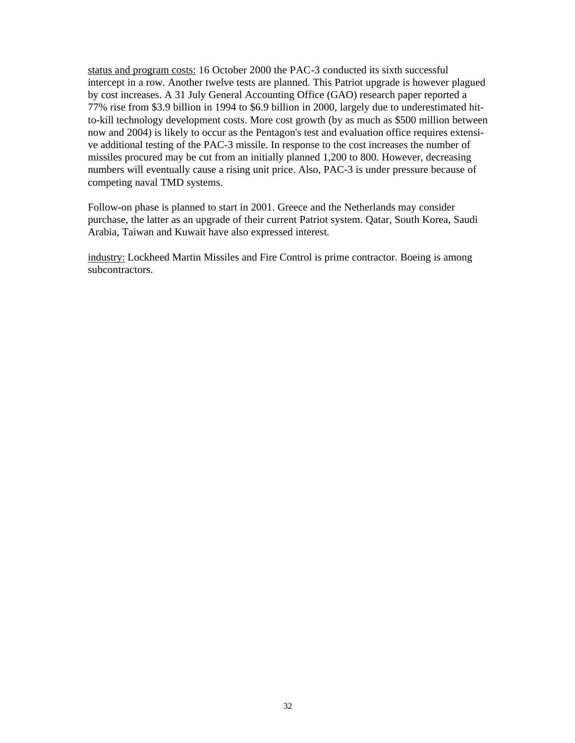<u>status and program costs:</u> 16 October 2000 the PAC-3 conducted its sixth successful intercept in a row. Another twelve tests are planned. This Patriot upgrade is however plagued by cost increases. A 31 July General Accounting Office (GAO) research paper reported a 77% rise from $3.9 billion in 1994 to $6.9 billion in 2000, largely due to underestimated hit-to-kill technology development costs. More cost growth (by as much as $500 million between now and 2004) is likely to occur as the Pentagon's test and evaluation office requires extensive additional testing of the PAC-3 missile. In response to the cost increases the number of missiles procured may be cut from an initially planned 1,200 to 800. However, decreasing numbers will eventually cause a rising unit price. Also, PAC-3 is under pressure because of competing naval TMD systems.

Follow-on phase is planned to start in 2001. Greece and the Netherlands may consider purchase, the latter as an upgrade of their current Patriot system. Qatar, South Korea, Saudi Arabia, Taiwan and Kuwait have also expressed interest.

<u>industry:</u> Lockheed Martin Missiles and Fire Control is prime contractor. Boeing is among subcontractors.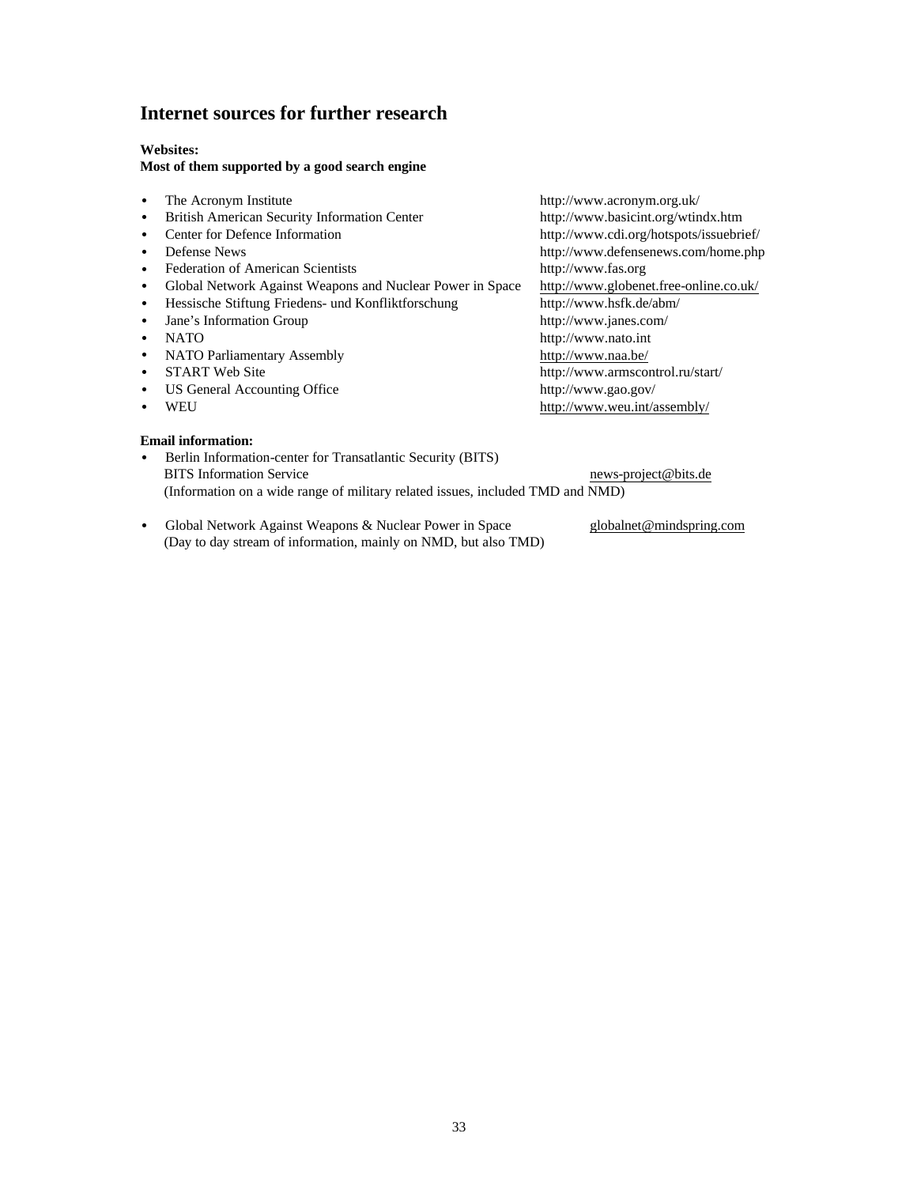## Internet sources for further research

**Websites:**
**Most of them supported by a good search engine**

- The Acronym Institute http://www.acronym.org.uk/
- British American Security Information Center http://www.basicint.org/wtindx.htm
- Center for Defence Information http://www.cdi.org/hotspots/issuebrief/
- Defense News http://www.defensenews.com/home.php
- Federation of American Scientists http://www.fas.org
- Global Network Against Weapons and Nuclear Power in Space http://www.globenet.free-online.co.uk/
- Hessische Stiftung Friedens- und Konfliktforschung http://www.hsfk.de/abm/
- Jane's Information Group http://www.janes.com/
- NATO http://www.nato.int
- NATO Parliamentary Assembly http://www.naa.be/
- START Web Site http://www.armscontrol.ru/start/
- US General Accounting Office http://www.gao.gov/
- WEU http://www.weu.int/assembly/

**Email information:**

- Berlin Information-center for Transatlantic Security (BITS)
  BITS Information Service news-project@bits.de
  (Information on a wide range of military related issues, included TMD and NMD)

- Global Network Against Weapons & Nuclear Power in Space globalnet@mindspring.com
  (Day to day stream of information, mainly on NMD, but also TMD)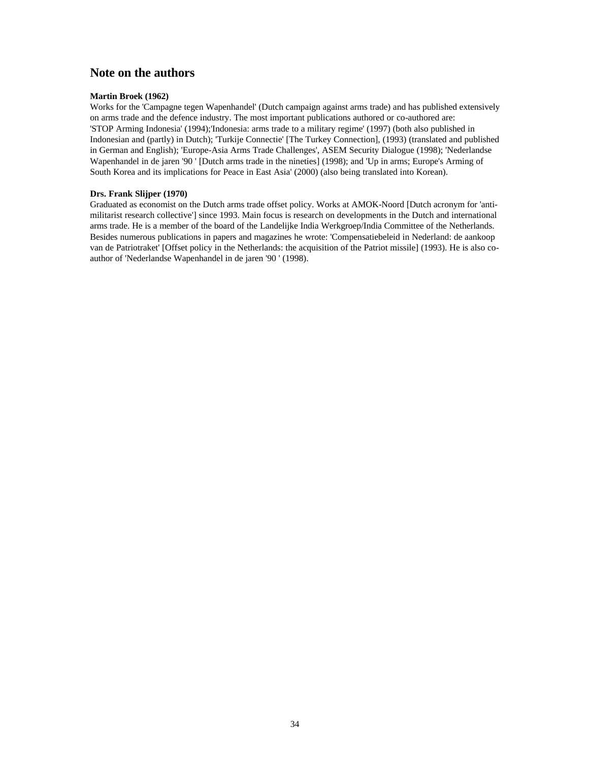## Note on the authors

**Martin Broek (1962)**

Works for the 'Campagne tegen Wapenhandel' (Dutch campaign against arms trade) and has published extensively on arms trade and the defence industry. The most important publications authored or co-authored are: 'STOP Arming Indonesia' (1994);'Indonesia: arms trade to a military regime' (1997) (both also published in Indonesian and (partly) in Dutch); 'Turkije Connectie' [The Turkey Connection], (1993) (translated and published in German and English); 'Europe-Asia Arms Trade Challenges', ASEM Security Dialogue (1998); 'Nederlandse Wapenhandel in de jaren '90 ' [Dutch arms trade in the nineties] (1998); and 'Up in arms; Europe's Arming of South Korea and its implications for Peace in East Asia' (2000) (also being translated into Korean).

**Drs. Frank Slijper (1970)**

Graduated as economist on the Dutch arms trade offset policy. Works at AMOK-Noord [Dutch acronym for 'anti-militarist research collective'] since 1993. Main focus is research on developments in the Dutch and international arms trade. He is a member of the board of the Landelijke India Werkgroep/India Committee of the Netherlands. Besides numerous publications in papers and magazines he wrote: 'Compensatiebeleid in Nederland: de aankoop van de Patriotraket' [Offset policy in the Netherlands: the acquisition of the Patriot missile] (1993). He is also co-author of 'Nederlandse Wapenhandel in de jaren '90 ' (1998).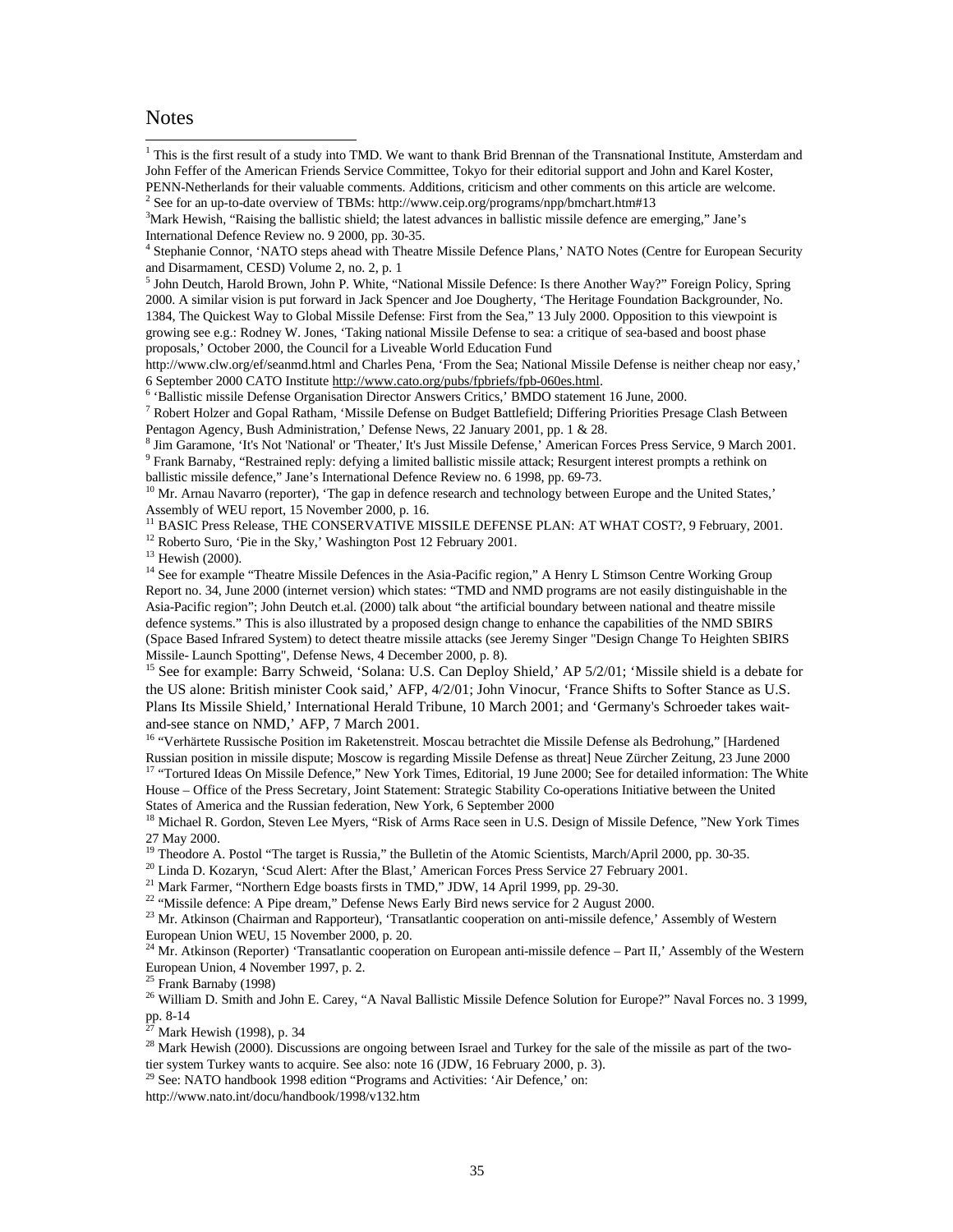# Notes

[1] This is the first result of a study into TMD. We want to thank Brid Brennan of the Transnational Institute, Amsterdam and John Feffer of the American Friends Service Committee, Tokyo for their editorial support and John and Karel Koster, PENN-Netherlands for their valuable comments. Additions, criticism and other comments on this article are welcome.

[2] See for an up-to-date overview of TBMs: http://www.ceip.org/programs/npp/bmchart.htm#13

[3] Mark Hewish, "Raising the ballistic shield; the latest advances in ballistic missile defence are emerging," Jane's International Defence Review no. 9 2000, pp. 30-35.

[4] Stephanie Connor, 'NATO steps ahead with Theatre Missile Defence Plans,' NATO Notes (Centre for European Security and Disarmament, CESD) Volume 2, no. 2, p. 1

[5] John Deutch, Harold Brown, John P. White, "National Missile Defence: Is there Another Way?" Foreign Policy, Spring 2000. A similar vision is put forward in Jack Spencer and Joe Dougherty, 'The Heritage Foundation Backgrounder, No. 1384, The Quickest Way to Global Missile Defense: First from the Sea," 13 July 2000. Opposition to this viewpoint is growing see e.g.: Rodney W. Jones, 'Taking national Missile Defense to sea: a critique of sea-based and boost phase proposals,' October 2000, the Council for a Liveable World Education Fund http://www.clw.org/ef/seanmd.html and Charles Pena, 'From the Sea; National Missile Defense is neither cheap nor easy,' 6 September 2000 CATO Institute http://www.cato.org/pubs/fpbriefs/fpb-060es.html.

[6] 'Ballistic missile Defense Organisation Director Answers Critics,' BMDO statement 16 June, 2000.

[7] Robert Holzer and Gopal Ratham, 'Missile Defense on Budget Battlefield; Differing Priorities Presage Clash Between Pentagon Agency, Bush Administration,' Defense News, 22 January 2001, pp. 1 & 28.

[8] Jim Garamone, 'It's Not 'National' or 'Theater,' It's Just Missile Defense,' American Forces Press Service, 9 March 2001.

[9] Frank Barnaby, "Restrained reply: defying a limited ballistic missile attack; Resurgent interest prompts a rethink on ballistic missile defence," Jane's International Defence Review no. 6 1998, pp. 69-73.

[10] Mr. Arnau Navarro (reporter), 'The gap in defence research and technology between Europe and the United States,' Assembly of WEU report, 15 November 2000, p. 16.

[11] BASIC Press Release, THE CONSERVATIVE MISSILE DEFENSE PLAN: AT WHAT COST?, 9 February, 2001.

[12] Roberto Suro, 'Pie in the Sky,' Washington Post 12 February 2001.

[13] Hewish (2000).

[14] See for example "Theatre Missile Defences in the Asia-Pacific region," A Henry L Stimson Centre Working Group Report no. 34, June 2000 (internet version) which states: "TMD and NMD programs are not easily distinguishable in the Asia-Pacific region"; John Deutch et.al. (2000) talk about "the artificial boundary between national and theatre missile defence systems." This is also illustrated by a proposed design change to enhance the capabilities of the NMD SBIRS (Space Based Infrared System) to detect theatre missile attacks (see Jeremy Singer "Design Change To Heighten SBIRS Missile- Launch Spotting", Defense News, 4 December 2000, p. 8).

[15] See for example: Barry Schweid, 'Solana: U.S. Can Deploy Shield,' AP 5/2/01; 'Missile shield is a debate for the US alone: British minister Cook said,' AFP, 4/2/01; John Vinocur, 'France Shifts to Softer Stance as U.S. Plans Its Missile Shield,' International Herald Tribune, 10 March 2001; and 'Germany's Schroeder takes wait-and-see stance on NMD,' AFP, 7 March 2001.

[16] "Verhärtete Russische Position im Raketenstreit. Moscau betrachtet die Missile Defense als Bedrohung," [Hardened Russian position in missile dispute; Moscow is regarding Missile Defense as threat] Neue Zürcher Zeitung, 23 June 2000

[17] "Tortured Ideas On Missile Defence," New York Times, Editorial, 19 June 2000; See for detailed information: The White House – Office of the Press Secretary, Joint Statement: Strategic Stability Co-operations Initiative between the United States of America and the Russian federation, New York, 6 September 2000

[18] Michael R. Gordon, Steven Lee Myers, "Risk of Arms Race seen in U.S. Design of Missile Defence, "New York Times 27 May 2000.

[19] Theodore A. Postol "The target is Russia," the Bulletin of the Atomic Scientists, March/April 2000, pp. 30-35.

[20] Linda D. Kozaryn, 'Scud Alert: After the Blast,' American Forces Press Service 27 February 2001.

[21] Mark Farmer, "Northern Edge boasts firsts in TMD," JDW, 14 April 1999, pp. 29-30.

[22] "Missile defence: A Pipe dream," Defense News Early Bird news service for 2 August 2000.

[23] Mr. Atkinson (Chairman and Rapporteur), 'Transatlantic cooperation on anti-missile defence,' Assembly of Western European Union WEU, 15 November 2000, p. 20.

[24] Mr. Atkinson (Reporter) 'Transatlantic cooperation on European anti-missile defence – Part II,' Assembly of the Western European Union, 4 November 1997, p. 2.

[25] Frank Barnaby (1998)

[26] William D. Smith and John E. Carey, "A Naval Ballistic Missile Defence Solution for Europe?" Naval Forces no. 3 1999, pp. 8-14

[27] Mark Hewish (1998), p. 34

[28] Mark Hewish (2000). Discussions are ongoing between Israel and Turkey for the sale of the missile as part of the two-tier system Turkey wants to acquire. See also: note 16 (JDW, 16 February 2000, p. 3).

[29] See: NATO handbook 1998 edition "Programs and Activities: 'Air Defence,' on: http://www.nato.int/docu/handbook/1998/v132.htm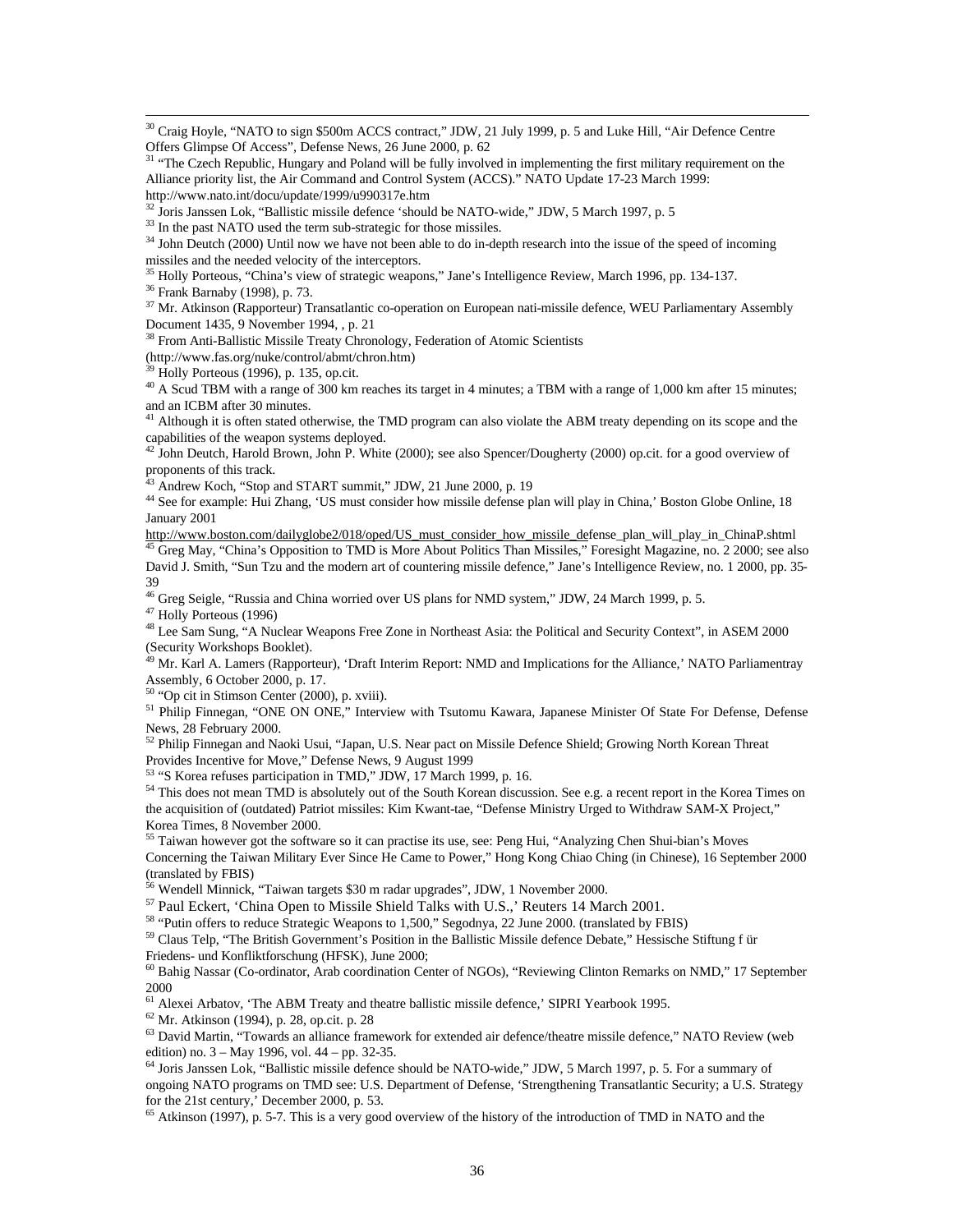[30] Craig Hoyle, "NATO to sign $500m ACCS contract," JDW, 21 July 1999, p. 5 and Luke Hill, "Air Defence Centre Offers Glimpse Of Access", Defense News, 26 June 2000, p. 62

[31] "The Czech Republic, Hungary and Poland will be fully involved in implementing the first military requirement on the Alliance priority list, the Air Command and Control System (ACCS)." NATO Update 17-23 March 1999: http://www.nato.int/docu/update/1999/u990317e.htm

[32] Joris Janssen Lok, "Ballistic missile defence 'should be NATO-wide," JDW, 5 March 1997, p. 5

[33] In the past NATO used the term sub-strategic for those missiles.

[34] John Deutch (2000) Until now we have not been able to do in-depth research into the issue of the speed of incoming missiles and the needed velocity of the interceptors.

[35] Holly Porteous, "China's view of strategic weapons," Jane's Intelligence Review, March 1996, pp. 134-137.

[36] Frank Barnaby (1998), p. 73.

[37] Mr. Atkinson (Rapporteur) Transatlantic co-operation on European nati-missile defence, WEU Parliamentary Assembly Document 1435, 9 November 1994, , p. 21

[38] From Anti-Ballistic Missile Treaty Chronology, Federation of Atomic Scientists (http://www.fas.org/nuke/control/abmt/chron.htm)

[39] Holly Porteous (1996), p. 135, op.cit.

[40] A Scud TBM with a range of 300 km reaches its target in 4 minutes; a TBM with a range of 1,000 km after 15 minutes; and an ICBM after 30 minutes.

[41] Although it is often stated otherwise, the TMD program can also violate the ABM treaty depending on its scope and the capabilities of the weapon systems deployed.

[42] John Deutch, Harold Brown, John P. White (2000); see also Spencer/Dougherty (2000) op.cit. for a good overview of proponents of this track.

[43] Andrew Koch, "Stop and START summit," JDW, 21 June 2000, p. 19

[44] See for example: Hui Zhang, 'US must consider how missile defense plan will play in China,' Boston Globe Online, 18 January 2001 http://www.boston.com/dailyglobe2/018/oped/US_must_consider_how_missile_defense_plan_will_play_in_ChinaP.shtml

[45] Greg May, "China's Opposition to TMD is More About Politics Than Missiles," Foresight Magazine, no. 2 2000; see also David J. Smith, "Sun Tzu and the modern art of countering missile defence," Jane's Intelligence Review, no. 1 2000, pp. 35-39

[46] Greg Seigle, "Russia and China worried over US plans for NMD system," JDW, 24 March 1999, p. 5.

[47] Holly Porteous (1996)

[48] Lee Sam Sung, "A Nuclear Weapons Free Zone in Northeast Asia: the Political and Security Context", in ASEM 2000 (Security Workshops Booklet).

[49] Mr. Karl A. Lamers (Rapporteur), 'Draft Interim Report: NMD and Implications for the Alliance,' NATO Parliamentray Assembly, 6 October 2000, p. 17.

[50] "Op cit in Stimson Center (2000), p. xviii).

[51] Philip Finnegan, "ONE ON ONE," Interview with Tsutomu Kawara, Japanese Minister Of State For Defense, Defense News, 28 February 2000.

[52] Philip Finnegan and Naoki Usui, "Japan, U.S. Near pact on Missile Defence Shield; Growing North Korean Threat Provides Incentive for Move," Defense News, 9 August 1999

[53] "S Korea refuses participation in TMD," JDW, 17 March 1999, p. 16.

[54] This does not mean TMD is absolutely out of the South Korean discussion. See e.g. a recent report in the Korea Times on the acquisition of (outdated) Patriot missiles: Kim Kwant-tae, "Defense Ministry Urged to Withdraw SAM-X Project," Korea Times, 8 November 2000.

[55] Taiwan however got the software so it can practise its use, see: Peng Hui, "Analyzing Chen Shui-bian's Moves Concerning the Taiwan Military Ever Since He Came to Power," Hong Kong Chiao Ching (in Chinese), 16 September 2000 (translated by FBIS)

[56] Wendell Minnick, "Taiwan targets $30 m radar upgrades", JDW, 1 November 2000.

[57] Paul Eckert, 'China Open to Missile Shield Talks with U.S.,' Reuters 14 March 2001.

[58] "Putin offers to reduce Strategic Weapons to 1,500," Segodnya, 22 June 2000. (translated by FBIS)

[59] Claus Telp, "The British Government's Position in the Ballistic Missile defence Debate," Hessische Stiftung f ür Friedens- und Konfliktforschung (HFSK), June 2000;

[60] Bahig Nassar (Co-ordinator, Arab coordination Center of NGOs), "Reviewing Clinton Remarks on NMD," 17 September 2000

[61] Alexei Arbatov, 'The ABM Treaty and theatre ballistic missile defence,' SIPRI Yearbook 1995.

[62] Mr. Atkinson (1994), p. 28, op.cit. p. 28

[63] David Martin, "Towards an alliance framework for extended air defence/theatre missile defence," NATO Review (web edition) no. 3 – May 1996, vol. 44 – pp. 32-35.

[64] Joris Janssen Lok, "Ballistic missile defence should be NATO-wide," JDW, 5 March 1997, p. 5. For a summary of ongoing NATO programs on TMD see: U.S. Department of Defense, 'Strengthening Transatlantic Security; a U.S. Strategy for the 21st century,' December 2000, p. 53.

[65] Atkinson (1997), p. 5-7. This is a very good overview of the history of the introduction of TMD in NATO and the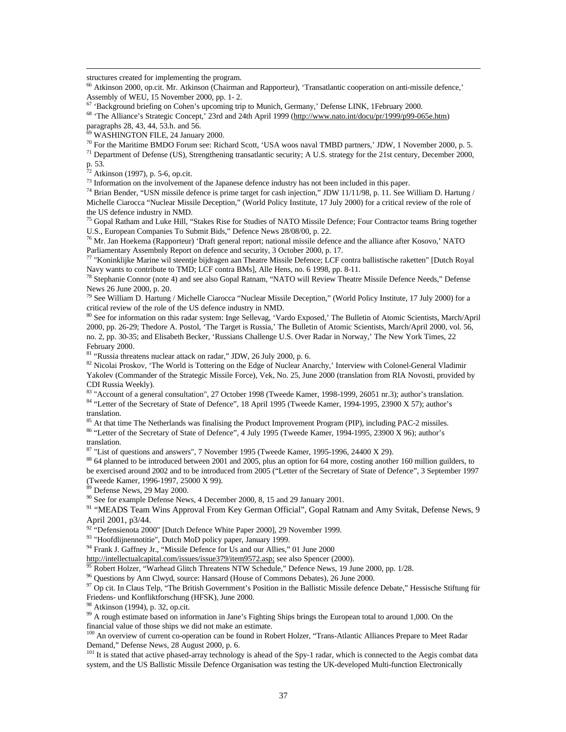structures created for implementing the program.

[66] Atkinson 2000, op.cit. Mr. Atkinson (Chairman and Rapporteur), 'Transatlantic cooperation on anti-missile defence,' Assembly of WEU, 15 November 2000, pp. 1- 2.

[67] 'Background briefing on Cohen's upcoming trip to Munich, Germany,' Defense LINK, 1February 2000.

[68] 'The Alliance's Strategic Concept,' 23rd and 24th April 1999 (http://www.nato.int/docu/pr/1999/p99-065e.htm) paragraphs 28, 43, 44, 53.h. and 56.

[69] WASHINGTON FILE, 24 January 2000.

[70] For the Maritime BMDO Forum see: Richard Scott, 'USA woos naval TMBD partners,' JDW, 1 November 2000, p. 5.

[71] Department of Defense (US), Strengthening transatlantic security; A U.S. strategy for the 21st century, December 2000, p. 53.

[72] Atkinson (1997), p. 5-6, op.cit.

[73] Information on the involvement of the Japanese defence industry has not been included in this paper.

[74] Brian Bender, "USN missile defence is prime target for cash injection," JDW 11/11/98, p. 11. See William D. Hartung / Michelle Ciarocca "Nuclear Missile Deception," (World Policy Institute, 17 July 2000) for a critical review of the role of the US defence industry in NMD.

[75] Gopal Ratham and Luke Hill, "Stakes Rise for Studies of NATO Missile Defence; Four Contractor teams Bring together U.S., European Companies To Submit Bids," Defence News 28/08/00, p. 22.

[76] Mr. Jan Hoekema (Rapporteur) 'Draft general report; national missile defence and the alliance after Kosovo,' NATO Parliamentary Assembnly Report on defence and security, 3 October 2000, p. 17.

[77] "Koninklijke Marine wil steentje bijdragen aan Theatre Missile Defence; LCF contra ballistische raketten" [Dutch Royal Navy wants to contribute to TMD; LCF contra BMs], Alle Hens, no. 6 1998, pp. 8-11.

[78] Stephanie Connor (note 4) and see also Gopal Ratnam, "NATO will Review Theatre Missile Defence Needs," Defense News 26 June 2000, p. 20.

[79] See William D. Hartung / Michelle Ciarocca "Nuclear Missile Deception," (World Policy Institute, 17 July 2000) for a critical review of the role of the US defence industry in NMD.

[80] See for information on this radar system: Inge Sellevag, 'Vardo Exposed,' The Bulletin of Atomic Scientists, March/April 2000, pp. 26-29; Thedore A. Postol, 'The Target is Russia,' The Bulletin of Atomic Scientists, March/April 2000, vol. 56, no. 2, pp. 30-35; and Elisabeth Becker, 'Russians Challenge U.S. Over Radar in Norway,' The New York Times, 22 February 2000.

[81] "Russia threatens nuclear attack on radar," JDW, 26 July 2000, p. 6.

[82] Nicolai Proskov, 'The World is Tottering on the Edge of Nuclear Anarchy,' Interview with Colonel-General Vladimir Yakolev (Commander of the Strategic Missile Force), Vek, No. 25, June 2000 (translation from RIA Novosti, provided by CDI Russia Weekly).

[83] "Account of a general consultation", 27 October 1998 (Tweede Kamer, 1998-1999, 26051 nr.3); author's translation.

[84] "Letter of the Secretary of State of Defence", 18 April 1995 (Tweede Kamer, 1994-1995, 23900 X 57); author's translation.

[85] At that time The Netherlands was finalising the Product Improvement Program (PIP), including PAC-2 missiles.

[86] "Letter of the Secretary of State of Defence", 4 July 1995 (Tweede Kamer, 1994-1995, 23900 X 96); author's translation.

[87] "List of questions and answers", 7 November 1995 (Tweede Kamer, 1995-1996, 24400 X 29).

[88] 64 planned to be introduced between 2001 and 2005, plus an option for 64 more, costing another 160 million guilders, to be exercised around 2002 and to be introduced from 2005 ("Letter of the Secretary of State of Defence", 3 September 1997 (Tweede Kamer, 1996-1997, 25000 X 99).

[89] Defense News, 29 May 2000.

[90] See for example Defense News, 4 December 2000, 8, 15 and 29 January 2001.

[91] "MEADS Team Wins Approval From Key German Official", Gopal Ratnam and Amy Svitak, Defense News, 9 April 2001, p3/44.

[92] "Defensienota 2000" [Dutch Defence White Paper 2000], 29 November 1999.

[93] "Hoofdlijnennotitie", Dutch MoD policy paper, January 1999.

[94] Frank J. Gaffney Jr., "Missile Defence for Us and our Allies," 01 June 2000 http://intellectualcapital.com/issues/issue379/item9572.asp; see also Spencer (2000).

[95] Robert Holzer, "Warhead Glitch Threatens NTW Schedule," Defence News, 19 June 2000, pp. 1/28.

[96] Questions by Ann Clwyd, source: Hansard (House of Commons Debates), 26 June 2000.

[97] Op cit. In Claus Telp, "The British Government's Position in the Ballistic Missile defence Debate," Hessische Stiftung für Friedens- und Konfliktforschung (HFSK), June 2000.

[98] Atkinson (1994), p. 32, op.cit.

[99] A rough estimate based on information in Jane's Fighting Ships brings the European total to around 1,000. On the financial value of those ships we did not make an estimate.

[100] An overview of current co-operation can be found in Robert Holzer, "Trans-Atlantic Alliances Prepare to Meet Radar Demand," Defense News, 28 August 2000, p. 6.

[101] It is stated that active phased-array technology is ahead of the Spy-1 radar, which is connected to the Aegis combat data system, and the US Ballistic Missile Defence Organisation was testing the UK-developed Multi-function Electronically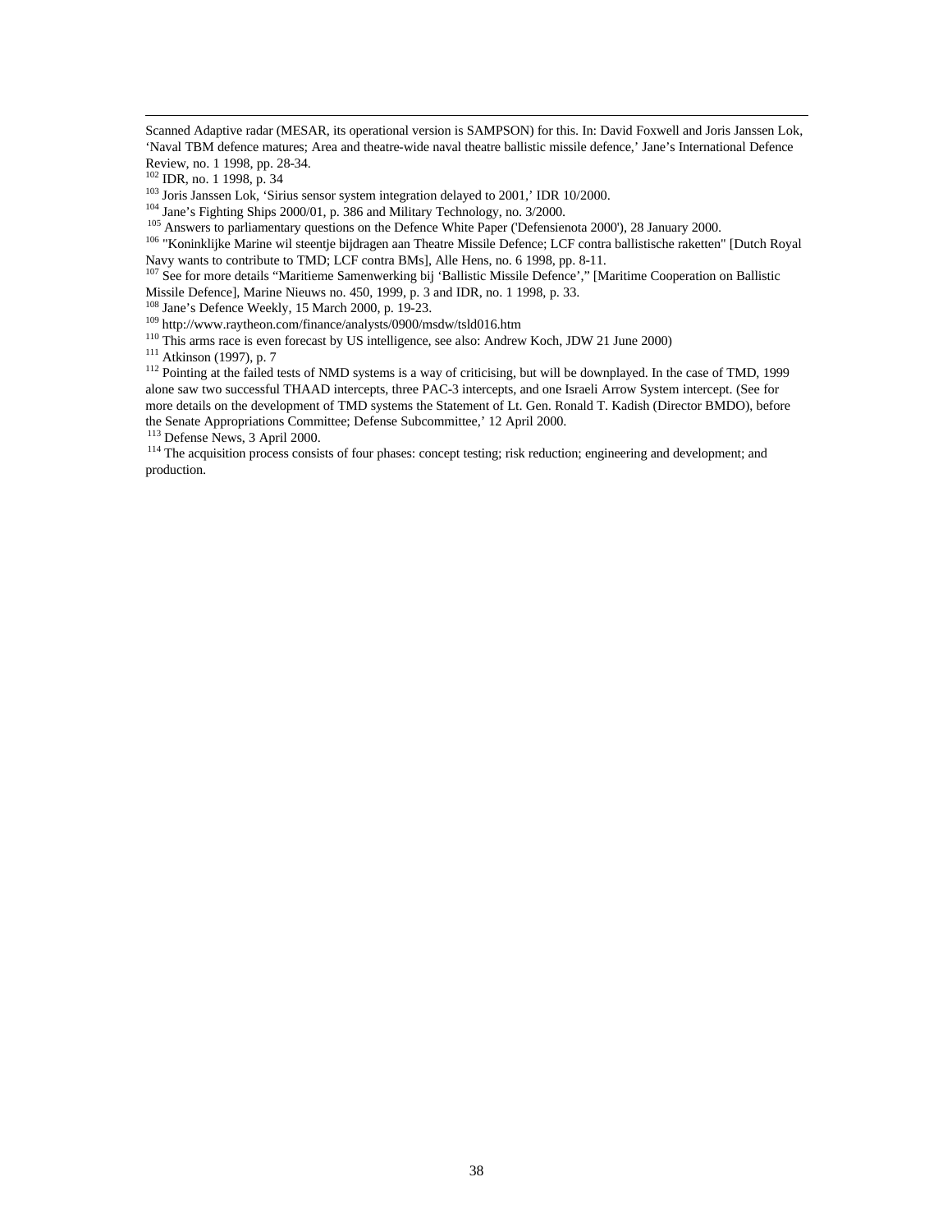Scanned Adaptive radar (MESAR, its operational version is SAMPSON) for this. In: David Foxwell and Joris Janssen Lok, 'Naval TBM defence matures; Area and theatre-wide naval theatre ballistic missile defence,' Jane's International Defence Review, no. 1 1998, pp. 28-34.

[102] IDR, no. 1 1998, p. 34

[103] Joris Janssen Lok, 'Sirius sensor system integration delayed to 2001,' IDR 10/2000.

[104] Jane's Fighting Ships 2000/01, p. 386 and Military Technology, no. 3/2000.

[105] Answers to parliamentary questions on the Defence White Paper ('Defensienota 2000'), 28 January 2000.

[106] "Koninklijke Marine wil steentje bijdragen aan Theatre Missile Defence; LCF contra ballistische raketten" [Dutch Royal Navy wants to contribute to TMD; LCF contra BMs], Alle Hens, no. 6 1998, pp. 8-11.

[107] See for more details "Maritieme Samenwerking bij 'Ballistic Missile Defence'," [Maritime Cooperation on Ballistic Missile Defence], Marine Nieuws no. 450, 1999, p. 3 and IDR, no. 1 1998, p. 33.

[108] Jane's Defence Weekly, 15 March 2000, p. 19-23.

[109] http://www.raytheon.com/finance/analysts/0900/msdw/tsld016.htm

[110] This arms race is even forecast by US intelligence, see also: Andrew Koch, JDW 21 June 2000)

[111] Atkinson (1997), p. 7

[112] Pointing at the failed tests of NMD systems is a way of criticising, but will be downplayed. In the case of TMD, 1999 alone saw two successful THAAD intercepts, three PAC-3 intercepts, and one Israeli Arrow System intercept. (See for more details on the development of TMD systems the Statement of Lt. Gen. Ronald T. Kadish (Director BMDO), before the Senate Appropriations Committee; Defense Subcommittee,' 12 April 2000.

[113] Defense News, 3 April 2000.

[114] The acquisition process consists of four phases: concept testing; risk reduction; engineering and development; and production.